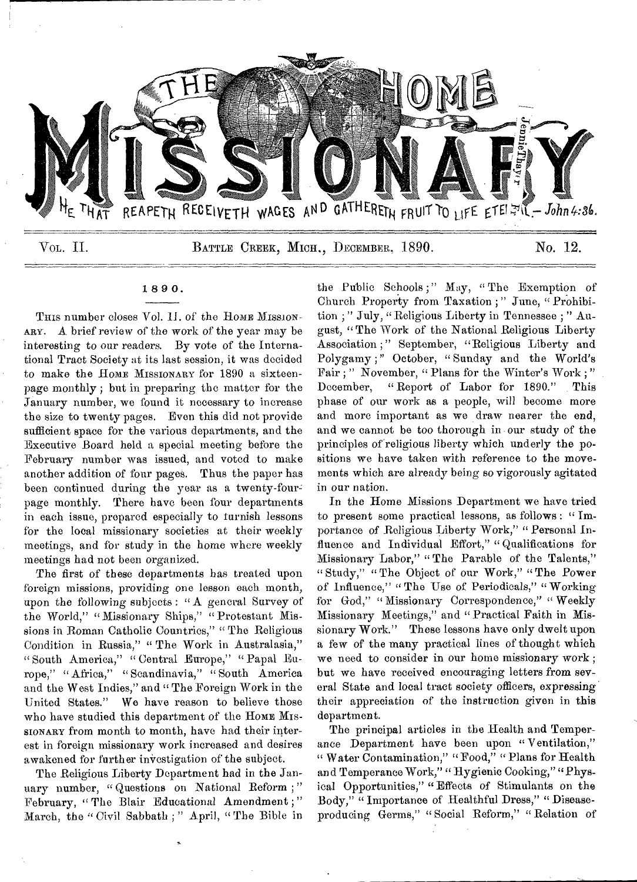# THE HOME MISSIONARY

HE THAT REAPETH RECEIVETH WAGES AND GATHERETH FRUIT TO LIFE ETERNAL.—John 4:36.

Vol. II. BATTLE CREEK, MICH., DECEMBER, 1890. No. 12.

## 1890.

THIS number closes Vol. II. of the HOME MISSIONARY. A brief review of the work of the year may be interesting to our readers. By vote of the International Tract Society at its last session, it was decided to make the HOME MISSIONARY for 1890 a sixteen-page monthly; but in preparing the matter for the January number, we found it necessary to increase the size to twenty pages. Even this did not provide sufficient space for the various departments, and the Executive Board held a special meeting before the February number was issued, and voted to make another addition of four pages. Thus the paper has been continued during the year as a twenty-four-page monthly. There have been four departments in each issue, prepared especially to furnish lessons for the local missionary societies at their weekly meetings, and for study in the home where weekly meetings had not been organized.

The first of these departments has treated upon foreign missions, providing one lesson each month, upon the following subjects: "A general Survey of the World," "Missionary Ships," "Protestant Missions in Roman Catholic Countries," "The Religious Condition in Russia," "The Work in Australasia," "South America," "Central Europe," "Papal Europe," "Africa," "Scandinavia," "South America and the West Indies," and "The Foreign Work in the United States." We have reason to believe those who have studied this department of the HOME MISSIONARY from month to month, have had their interest in foreign missionary work increased and desires awakened for further investigation of the subject.

The Religious Liberty Department had in the January number, "Questions on National Reform;" February, "The Blair Educational Amendment;" March, the "Civil Sabbath;" April, "The Bible in the Public Schools;" May, "The Exemption of Church Property from Taxation;" June, "Prohibition;" July, "Religious Liberty in Tennessee;" August, "The Work of the National Religious Liberty Association;" September, "Religious Liberty and Polygamy;" October, "Sunday and the World's Fair;" November, "Plans for the Winter's Work;" December, "Report of Labor for 1890." This phase of our work as a people, will become more and more important as we draw nearer the end, and we cannot be too thorough in our study of the principles of religious liberty which underly the positions we have taken with reference to the movements which are already being so vigorously agitated in our nation.

In the Home Missions Department we have tried to present some practical lessons, as follows: "Importance of Religious Liberty Work," "Personal Influence and Individual Effort," "Qualifications for Missionary Labor," "The Parable of the Talents," "Study," "The Object of our Work," "The Power of Influence," "The Use of Periodicals," "Working for God," "Missionary Correspondence," "Weekly Missionary Meetings," and "Practical Faith in Missionary Work." These lessons have only dwelt upon a few of the many practical lines of thought which we need to consider in our home missionary work; but we have received encouraging letters from several State and local tract society officers, expressing their appreciation of the instruction given in this department.

The principal articles in the Health and Temperance Department have been upon "Ventilation," "Water Contamination," "Food," "Plans for Health and Temperance Work," "Hygienic Cooking," "Physical Opportunities," "Effects of Stimulants on the Body," "Importance of Healthful Dress," "Disease-producing Germs," "Social Reform," "Relation of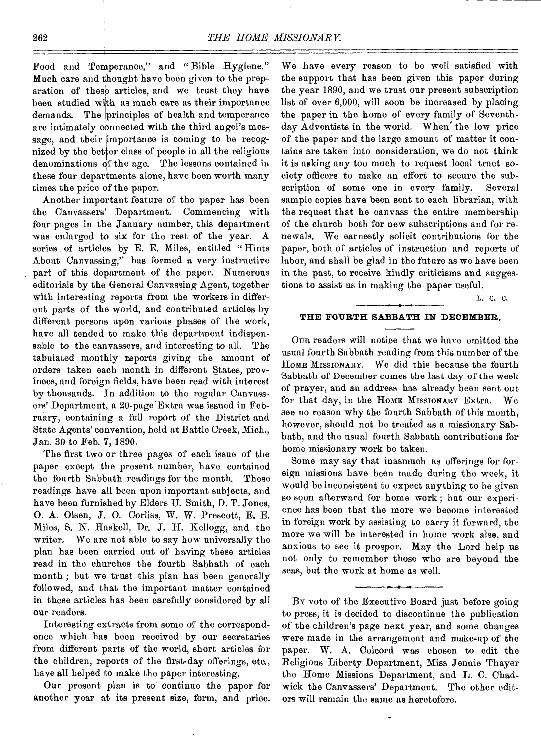Food and Temperance," and "Bible Hygiene." Much care and thought have been given to the preparation of these articles, and we trust they have been studied with as much care as their importance demands. The principles of health and temperance are intimately connected with the third angel's message, and their importance is coming to be recognized by the better class of people in all the religious denominations of the age. The lessons contained in these four departments alone, have been worth many times the price of the paper.

Another important feature of the paper has been the Canvassers' Department. Commencing with four pages in the January number, this department was enlarged to six for the rest of the year. A series of articles by E. E. Miles, entitled "Hints About Canvassing," has formed a very instructive part of this department of the paper. Numerous editorials by the General Canvassing Agent, together with interesting reports from the workers in different parts of the world, and contributed articles by different persons upon various phases of the work, have all tended to make this department indispensable to the canvassers, and interesting to all. The tabulated monthly reports giving the amount of orders taken each month in different States, provinces, and foreign fields, have been read with interest by thousands. In addition to the regular Canvassers' Department, a 20-page Extra was issued in February, containing a full report of the District and State Agents' convention, held at Battle Creek, Mich., Jan. 30 to Feb. 7, 1890.

The first two or three pages of each issue of the paper except the present number, have contained the fourth Sabbath readings for the month. These readings have all been upon important subjects, and have been furnished by Elders U. Smith, D. T. Jones, O. A. Olsen, J. O. Corliss, W. W. Prescott, E. E. Miles, S. N. Haskell, Dr. J. H. Kellogg, and the writer. We are not able to say how universally the plan has been carried out of having these articles read in the churches the fourth Sabbath of each month; but we trust this plan has been generally followed, and that the important matter contained in these articles has been carefully considered by all our readers.

Interesting extracts from some of the correspondence which has been received by our secretaries from different parts of the world, short articles for the children, reports of the first-day offerings, etc., have all helped to make the paper interesting.

Our present plan is to continue the paper for another year at its present size, form, and price. We have every reason to be well satisfied with the support that has been given this paper during the year 1890, and we trust our present subscription list of over 6,000, will soon be increased by placing the paper in the home of every family of Seventh-day Adventists in the world. When the low price of the paper and the large amount of matter it contains are taken into consideration, we do not think it is asking any too much to request local tract society officers to make an effort to secure the subscription of some one in every family. Several sample copies have been sent to each librarian, with the request that he canvass the entire membership of the church both for new subscriptions and for renewals. We earnestly solicit contributions for the paper, both of articles of instruction and reports of labor, and shall be glad in the future as we have been in the past, to receive kindly criticisms and suggestions to assist us in making the paper useful.

L. C. C.

## THE FOURTH SABBATH IN DECEMBER.

Our readers will notice that we have omitted the usual fourth Sabbath reading from this number of the Home Missionary. We did this because the fourth Sabbath of December comes the last day of the week of prayer, and an address has already been sent out for that day, in the Home Missionary Extra. We see no reason why the fourth Sabbath of this month, however, should not be treated as a missionary Sabbath, and the usual fourth Sabbath contributions for home missionary work be taken.

Some may say that inasmuch as offerings for foreign missions have been made during the week, it would be inconsistent to expect anything to be given so soon afterward for home work; but our experience has been that the more we become interested in foreign work by assisting to carry it forward, the more we will be interested in home work also, and anxious to see it prosper. May the Lord help us not only to remember those who are beyond the seas, but the work at home as well.

---

By vote of the Executive Board just before going to press, it is decided to discontinue the publication of the children's page next year, and some changes were made in the arrangement and make-up of the paper. W. A. Colcord was chosen to edit the Religious Liberty Department, Miss Jennie Thayer the Home Missions Department, and L. C. Chadwick the Canvassers' Department. The other editors will remain the same as heretofore.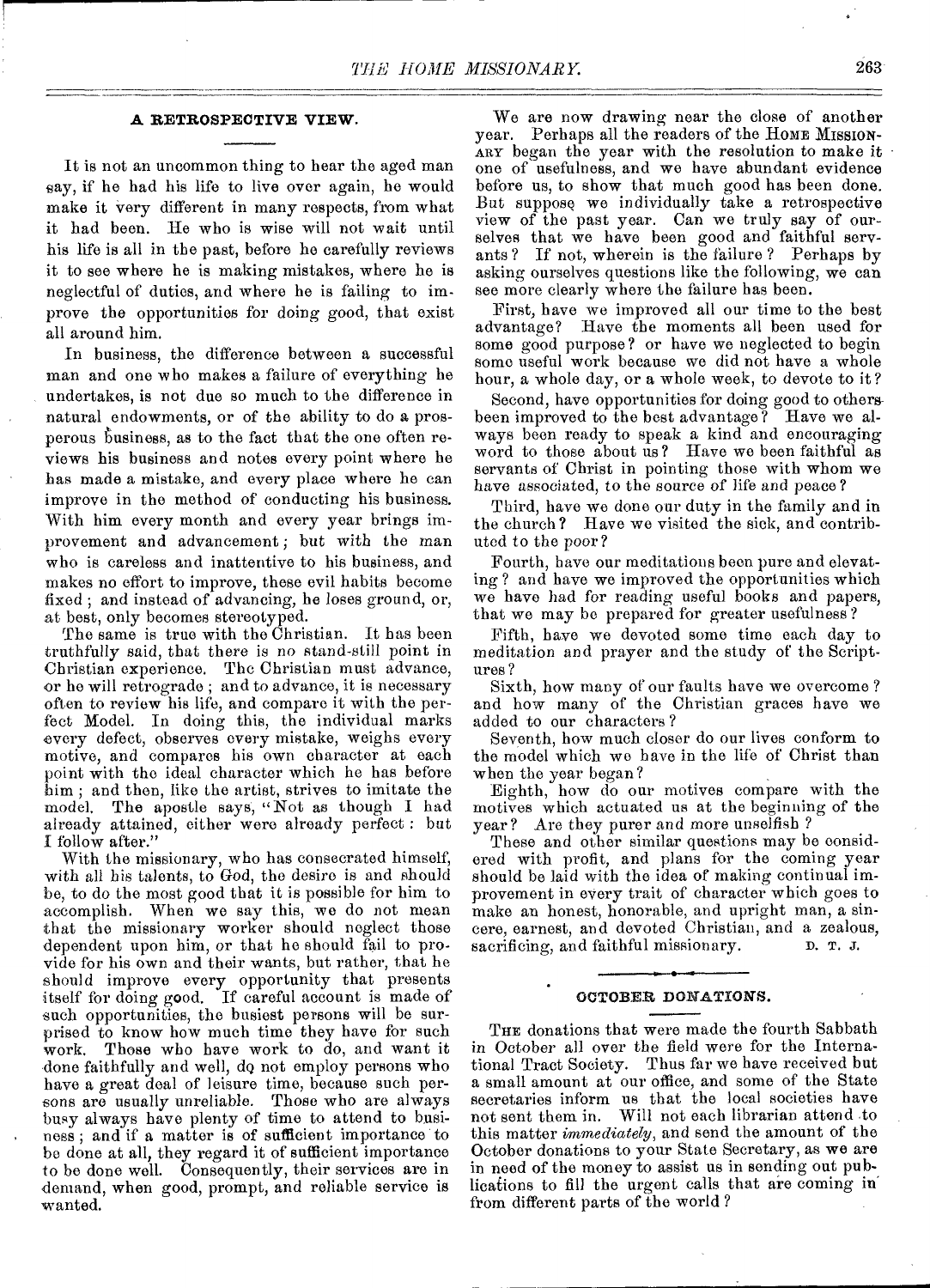## A RETROSPECTIVE VIEW.

It is not an uncommon thing to hear the aged man say, if he had his life to live over again, he would make it very different in many respects, from what it had been. He who is wise will not wait until his life is all in the past, before he carefully reviews it to see where he is making mistakes, where he is neglectful of duties, and where he is failing to improve the opportunities for doing good, that exist all around him.

In business, the difference between a successful man and one who makes a failure of everything he undertakes, is not due so much to the difference in natural endowments, or of the ability to do a prosperous business, as to the fact that the one often reviews his business and notes every point where he has made a mistake, and every place where he can improve in the method of conducting his business. With him every month and every year brings improvement and advancement; but with the man who is careless and inattentive to his business, and makes no effort to improve, these evil habits become fixed; and instead of advancing, he loses ground, or, at best, only becomes stereotyped.

The same is true with the Christian. It has been truthfully said, that there is no stand-still point in Christian experience. The Christian must advance, or he will retrograde; and to advance, it is necessary often to review his life, and compare it with the perfect Model. In doing this, the individual marks every defect, observes every mistake, weighs every motive, and compares his own character at each point with the ideal character which he has before him; and then, like the artist, strives to imitate the model. The apostle says, "Not as though I had already attained, either were already perfect: but I follow after."

With the missionary, who has consecrated himself, with all his talents, to God, the desire is and should be, to do the most good that it is possible for him to accomplish. When we say this, we do not mean that the missionary worker should neglect those dependent upon him, or that he should fail to provide for his own and their wants, but rather, that he should improve every opportunity that presents itself for doing good. If careful account is made of such opportunities, the busiest persons will be surprised to know how much time they have for such work. Those who have work to do, and want it done faithfully and well, do not employ persons who have a great deal of leisure time, because such persons are usually unreliable. Those who are always busy always have plenty of time to attend to business; and if a matter is of sufficient importance to be done at all, they regard it of sufficient importance to be done well. Consequently, their services are in demand, when good, prompt, and reliable service is wanted.

We are now drawing near the close of another year. Perhaps all the readers of the HOME MISSIONARY began the year with the resolution to make it one of usefulness, and we have abundant evidence before us, to show that much good has been done. But suppose we individually take a retrospective view of the past year. Can we truly say of ourselves that we have been good and faithful servants? If not, wherein is the failure? Perhaps by asking ourselves questions like the following, we can see more clearly where the failure has been.

First, have we improved all our time to the best advantage? Have the moments all been used for some good purpose? or have we neglected to begin some useful work because we did not have a whole hour, a whole day, or a whole week, to devote to it?

Second, have opportunities for doing good to others been improved to the best advantage? Have we always been ready to speak a kind and encouraging word to those about us? Have we been faithful as servants of Christ in pointing those with whom we have associated, to the source of life and peace?

Third, have we done our duty in the family and in the church? Have we visited the sick, and contributed to the poor?

Fourth, have our meditations been pure and elevating? and have we improved the opportunities which we have had for reading useful books and papers, that we may be prepared for greater usefulness?

Fifth, have we devoted some time each day to meditation and prayer and the study of the Scriptures?

Sixth, how many of our faults have we overcome? and how many of the Christian graces have we added to our characters?

Seventh, how much closer do our lives conform to the model which we have in the life of Christ than when the year began?

Eighth, how do our motives compare with the motives which actuated us at the beginning of the year? Are they purer and more unselfish?

These and other similar questions may be considered with profit, and plans for the coming year should be laid with the idea of making continual improvement in every trait of character which goes to make an honest, honorable, and upright man, a sincere, earnest, and devoted Christian, and a zealous, sacrificing, and faithful missionary. D. T. J.

## OCTOBER DONATIONS.

THE donations that were made the fourth Sabbath in October all over the field were for the International Tract Society. Thus far we have received but a small amount at our office, and some of the State secretaries inform us that the local societies have not sent them in. Will not each librarian attend to this matter *immediately*, and send the amount of the October donations to your State Secretary, as we are in need of the money to assist us in sending out publications to fill the urgent calls that are coming in from different parts of the world?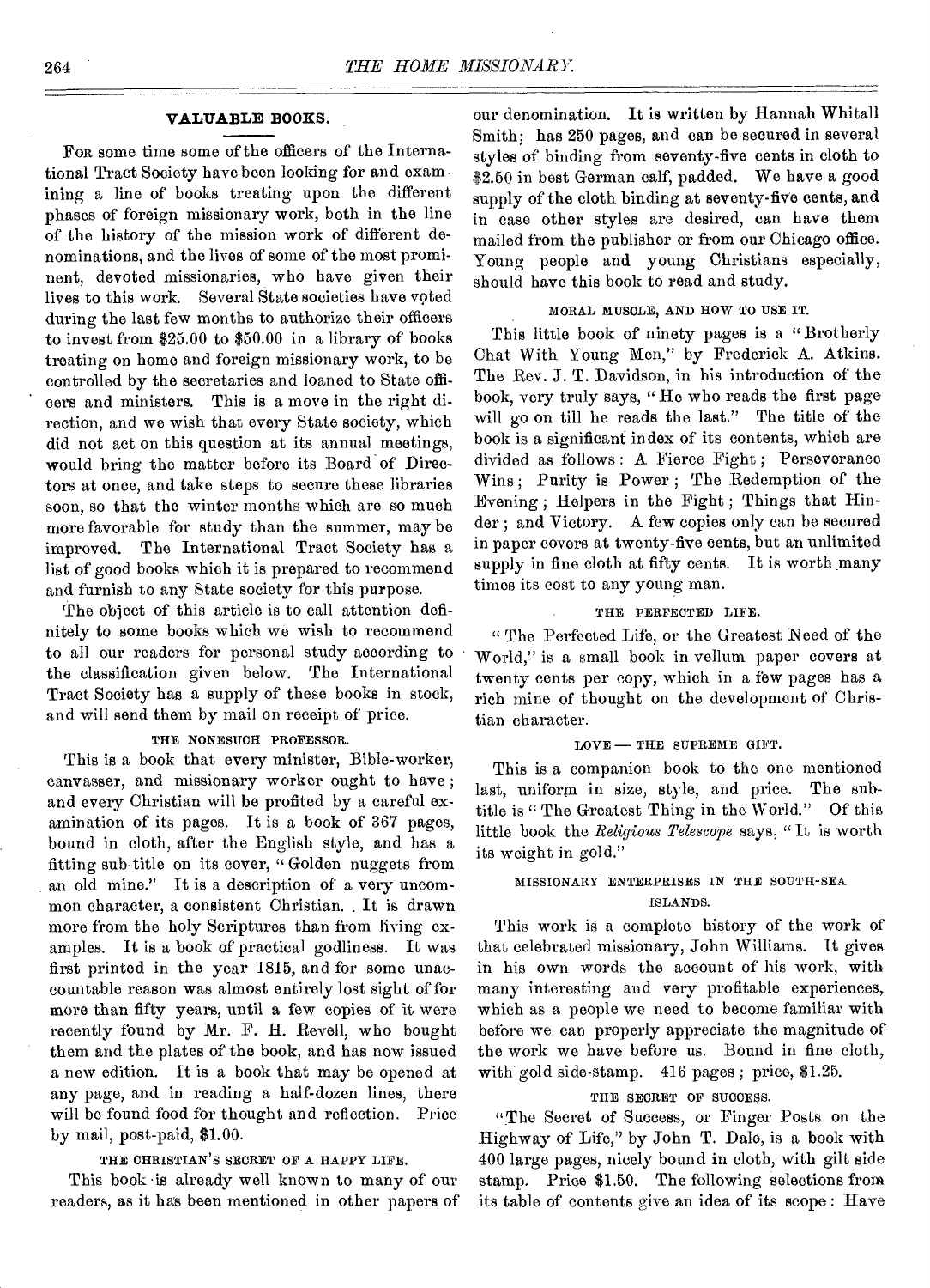## VALUABLE BOOKS.

For some time some of the officers of the International Tract Society have been looking for and examining a line of books treating upon the different phases of foreign missionary work, both in the line of the history of the mission work of different denominations, and the lives of some of the most prominent, devoted missionaries, who have given their lives to this work. Several State societies have voted during the last few months to authorize their officers to invest from $25.00 to $50.00 in a library of books treating on home and foreign missionary work, to be controlled by the secretaries and loaned to State officers and ministers. This is a move in the right direction, and we wish that every State society, which did not act on this question at its annual meetings, would bring the matter before its Board of Directors at once, and take steps to secure these libraries soon, so that the winter months which are so much more favorable for study than the summer, may be improved. The International Tract Society has a list of good books which it is prepared to recommend and furnish to any State society for this purpose.

The object of this article is to call attention definitely to some books which we wish to recommend to all our readers for personal study according to the classification given below. The International Tract Society has a supply of these books in stock, and will send them by mail on receipt of price.

### THE NONESUCH PROFESSOR.

This is a book that every minister, Bible-worker, canvasser, and missionary worker ought to have; and every Christian will be profited by a careful examination of its pages. It is a book of 367 pages, bound in cloth, after the English style, and has a fitting sub-title on its cover, "Golden nuggets from an old mine." It is a description of a very uncommon character, a consistent Christian. It is drawn more from the holy Scriptures than from living examples. It is a book of practical godliness. It was first printed in the year 1815, and for some unaccountable reason was almost entirely lost sight of for more than fifty years, until a few copies of it were recently found by Mr. F. H. Revell, who bought them and the plates of the book, and has now issued a new edition. It is a book that may be opened at any page, and in reading a half-dozen lines, there will be found food for thought and reflection. Price by mail, post-paid, $1.00.

### THE CHRISTIAN'S SECRET OF A HAPPY LIFE.

This book is already well known to many of our readers, as it has been mentioned in other papers of our denomination. It is written by Hannah Whitall Smith; has 250 pages, and can be secured in several styles of binding from seventy-five cents in cloth to $2.50 in best German calf, padded. We have a good supply of the cloth binding at seventy-five cents, and in case other styles are desired, can have them mailed from the publisher or from our Chicago office. Young people and young Christians especially, should have this book to read and study.

### MORAL MUSCLE, AND HOW TO USE IT.

This little book of ninety pages is a "Brotherly Chat With Young Men," by Frederick A. Atkins. The Rev. J. T. Davidson, in his introduction of the book, very truly says, "He who reads the first page will go on till he reads the last." The title of the book is a significant index of its contents, which are divided as follows: A Fierce Fight; Perseverance Wins; Purity is Power; The Redemption of the Evening; Helpers in the Fight; Things that Hinder; and Victory. A few copies only can be secured in paper covers at twenty-five cents, but an unlimited supply in fine cloth at fifty cents. It is worth many times its cost to any young man.

### THE PERFECTED LIFE.

"The Perfected Life, or the Greatest Need of the World," is a small book in vellum paper covers at twenty cents per copy, which in a few pages has a rich mine of thought on the development of Christian character.

### LOVE — THE SUPREME GIFT.

This is a companion book to the one mentioned last, uniform in size, style, and price. The subtitle is "The Greatest Thing in the World." Of this little book the *Religious Telescope* says, "It is worth its weight in gold."

### MISSIONARY ENTERPRISES IN THE SOUTH-SEA ISLANDS.

This work is a complete history of the work of that celebrated missionary, John Williams. It gives in his own words the account of his work, with many interesting and very profitable experiences, which as a people we need to become familiar with before we can properly appreciate the magnitude of the work we have before us. Bound in fine cloth, with gold side-stamp. 416 pages; price, $1.25.

### THE SECRET OF SUCCESS.

"The Secret of Success, or Finger Posts on the Highway of Life," by John T. Dale, is a book with 400 large pages, nicely bound in cloth, with gilt side stamp. Price $1.50. The following selections from its table of contents give an idea of its scope: Have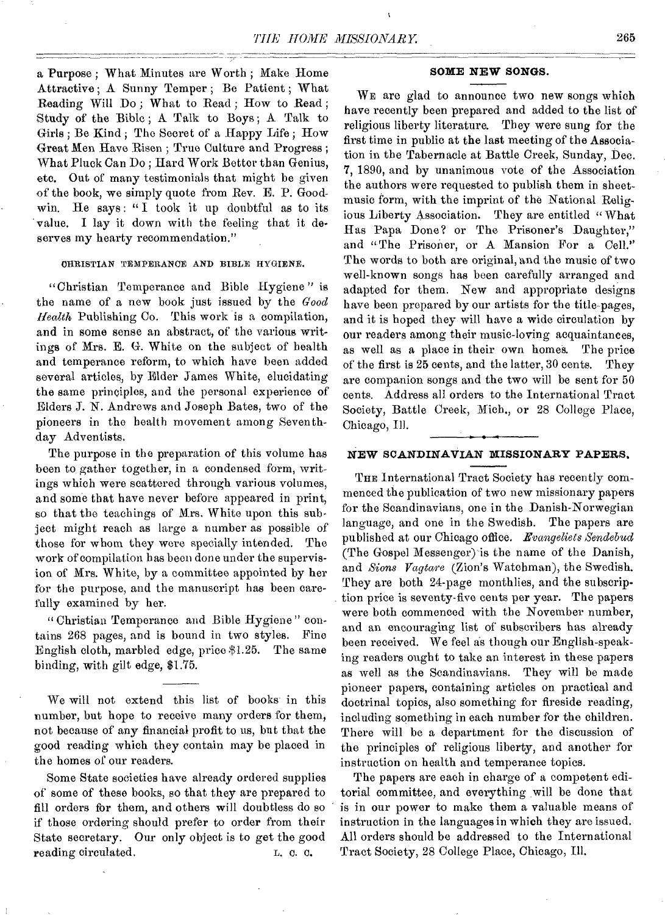a Purpose; What Minutes are Worth; Make Home Attractive; A Sunny Temper; Be Patient; What Reading Will Do; What to Read; How to Read; Study of the Bible; A Talk to Boys; A Talk to Girls; Be Kind; The Secret of a Happy Life; How Great Men Have Risen; True Culture and Progress; What Pluck Can Do; Hard Work Better than Genius, etc. Out of many testimonials that might be given of the book, we simply quote from Rev. E. P. Goodwin. He says: "I took it up doubtful as to its value. I lay it down with the feeling that it deserves my hearty recommendation."

#### CHRISTIAN TEMPERANCE AND BIBLE HYGIENE.

"Christian Temperance and Bible Hygiene" is the name of a new book just issued by the *Good Health* Publishing Co. This work is a compilation, and in some sense an abstract, of the various writings of Mrs. E. G. White on the subject of health and temperance reform, to which have been added several articles, by Elder James White, elucidating the same principles, and the personal experience of Elders J. N. Andrews and Joseph Bates, two of the pioneers in the health movement among Seventh-day Adventists.

The purpose in the preparation of this volume has been to gather together, in a condensed form, writings which were scattered through various volumes, and some that have never before appeared in print, so that the teachings of Mrs. White upon this subject might reach as large a number as possible of those for whom they were specially intended. The work of compilation has been done under the supervision of Mrs. White, by a committee appointed by her for the purpose, and the manuscript has been carefully examined by her.

"Christian Temperance and Bible Hygiene" contains 268 pages, and is bound in two styles. Fine English cloth, marbled edge, price $1.25. The same binding, with gilt edge, $1.75.

---

We will not extend this list of books in this number, but hope to receive many orders for them, not because of any financial profit to us, but that the good reading which they contain may be placed in the homes of our readers.

Some State societies have already ordered supplies of some of these books, so that they are prepared to fill orders for them, and others will doubtless do so if those ordering should prefer to order from their State secretary. Our only object is to get the good reading circulated. L. C. C.

## SOME NEW SONGS.

WE are glad to announce two new songs which have recently been prepared and added to the list of religious liberty literature. They were sung for the first time in public at the last meeting of the Association in the Tabernacle at Battle Creek, Sunday, Dec. 7, 1890, and by unanimous vote of the Association the authors were requested to publish them in sheet-music form, with the imprint of the National Religious Liberty Association. They are entitled "What Has Papa Done? or The Prisoner's Daughter," and "The Prisoner, or A Mansion For a Cell." The words to both are original, and the music of two well-known songs has been carefully arranged and adapted for them. New and appropriate designs have been prepared by our artists for the title-pages, and it is hoped they will have a wide circulation by our readers among their music-loving acquaintances, as well as a place in their own homes. The price of the first is 25 cents, and the latter, 30 cents. They are companion songs and the two will be sent for 50 cents. Address all orders to the International Tract Society, Battle Creek, Mich., or 28 College Place, Chicago, Ill.

## NEW SCANDINAVIAN MISSIONARY PAPERS.

THE International Tract Society has recently commenced the publication of two new missionary papers for the Scandinavians, one in the Danish-Norwegian language, and one in the Swedish. The papers are published at our Chicago office. *Evangeliets Sendebud* (The Gospel Messenger) is the name of the Danish, and *Sions Vagtare* (Zion's Watchman), the Swedish. They are both 24-page monthlies, and the subscription price is seventy-five cents per year. The papers were both commenced with the November number, and an encouraging list of subscribers has already been received. We feel as though our English-speaking readers ought to take an interest in these papers as well as the Scandinavians. They will be made pioneer papers, containing articles on practical and doctrinal topics, also something for fireside reading, including something in each number for the children. There will be a department for the discussion of the principles of religious liberty, and another for instruction on health and temperance topics.

The papers are each in charge of a competent editorial committee, and everything will be done that is in our power to make them a valuable means of instruction in the languages in which they are issued. All orders should be addressed to the International Tract Society, 28 College Place, Chicago, Ill.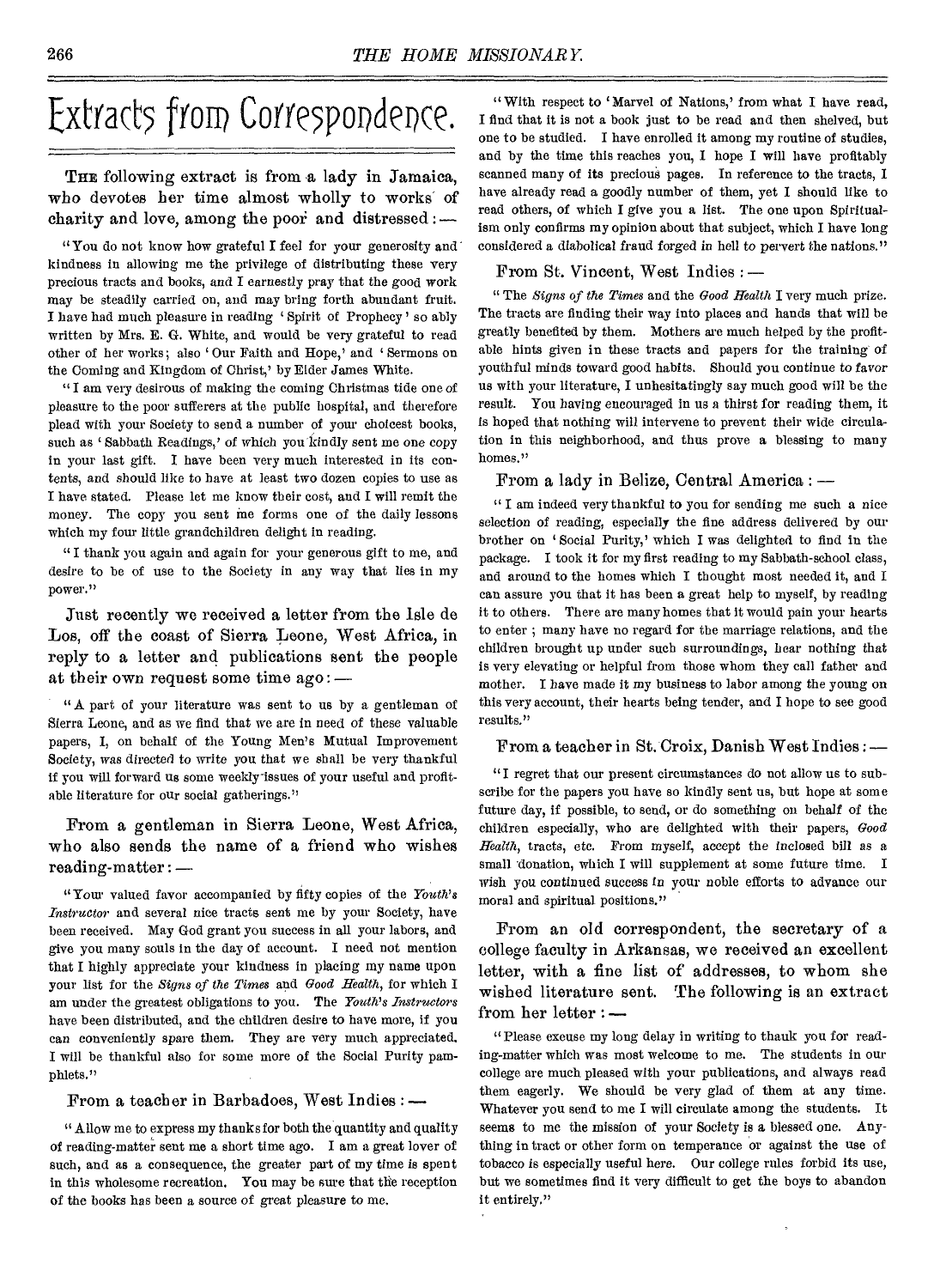# Extracts from Correspondence.

THE following extract is from a lady in Jamaica, who devotes her time almost wholly to works of charity and love, among the poor and distressed: —

"You do not know how grateful I feel for your generosity and kindness in allowing me the privilege of distributing these very precious tracts and books, and I earnestly pray that the good work may be steadily carried on, and may bring forth abundant fruit. I have had much pleasure in reading 'Spirit of Prophecy' so ably written by Mrs. E. G. White, and would be very grateful to read other of her works; also 'Our Faith and Hope,' and 'Sermons on the Coming and Kingdom of Christ,' by Elder James White.

"I am very desirous of making the coming Christmas tide one of pleasure to the poor sufferers at the public hospital, and therefore plead with your Society to send a number of your choicest books, such as 'Sabbath Readings,' of which you kindly sent me one copy in your last gift. I have been very much interested in its contents, and should like to have at least two dozen copies to use as I have stated. Please let me know their cost, and I will remit the money. The copy you sent me forms one of the daily lessons which my four little grandchildren delight in reading.

"I thank you again and again for your generous gift to me, and desire to be of use to the Society in any way that lies in my power."

Just recently we received a letter from the Isle de Los, off the coast of Sierra Leone, West Africa, in reply to a letter and publications sent the people at their own request some time ago: —

"A part of your literature was sent to us by a gentleman of Sierra Leone, and as we find that we are in need of these valuable papers, I, on behalf of the Young Men's Mutual Improvement Society, was directed to write you that we shall be very thankful if you will forward us some weekly issues of your useful and profitable literature for our social gatherings."

From a gentleman in Sierra Leone, West Africa, who also sends the name of a friend who wishes reading-matter: —

"Your valued favor accompanied by fifty copies of the *Youth's Instructor* and several nice tracts sent me by your Society, have been received. May God grant you success in all your labors, and give you many souls in the day of account. I need not mention that I highly appreciate your kindness in placing my name upon your list for the *Signs of the Times* and *Good Health*, for which I am under the greatest obligations to you. The *Youth's Instructors* have been distributed, and the children desire to have more, if you can conveniently spare them. They are very much appreciated. I will be thankful also for some more of the Social Purity pamphlets."

From a teacher in Barbadoes, West Indies: —

"Allow me to express my thanks for both the quantity and quality of reading-matter sent me a short time ago. I am a great lover of such, and as a consequence, the greater part of my time is spent in this wholesome recreation. You may be sure that the reception of the books has been a source of great pleasure to me.

"With respect to 'Marvel of Nations,' from what I have read, I find that it is not a book just to be read and then shelved, but one to be studied. I have enrolled it among my routine of studies, and by the time this reaches you, I hope I will have profitably scanned many of its precious pages. In reference to the tracts, I have already read a goodly number of them, yet I should like to read others, of which I give you a list. The one upon Spiritualism only confirms my opinion about that subject, which I have long considered a diabolical fraud forged in hell to pervert the nations."

From St. Vincent, West Indies: —

"The *Signs of the Times* and the *Good Health* I very much prize. The tracts are finding their way into places and hands that will be greatly benefited by them. Mothers are much helped by the profitable hints given in these tracts and papers for the training of youthful minds toward good habits. Should you continue to favor us with your literature, I unhesitatingly say much good will be the result. You having encouraged in us a thirst for reading them, it is hoped that nothing will intervene to prevent their wide circulation in this neighborhood, and thus prove a blessing to many homes."

From a lady in Belize, Central America: —

"I am indeed very thankful to you for sending me such a nice selection of reading, especially the fine address delivered by our brother on 'Social Purity,' which I was delighted to find in the package. I took it for my first reading to my Sabbath-school class, and around to the homes which I thought most needed it, and I can assure you that it has been a great help to myself, by reading it to others. There are many homes that it would pain your hearts to enter; many have no regard for the marriage relations, and the children brought up under such surroundings, hear nothing that is very elevating or helpful from those whom they call father and mother. I have made it my business to labor among the young on this very account, their hearts being tender, and I hope to see good results."

From a teacher in St. Croix, Danish West Indies: —

"I regret that our present circumstances do not allow us to subscribe for the papers you have so kindly sent us, but hope at some future day, if possible, to send, or do something on behalf of the children especially, who are delighted with their papers, *Good Health*, tracts, etc. From myself, accept the inclosed bill as a small donation, which I will supplement at some future time. I wish you continued success in your noble efforts to advance our moral and spiritual positions."

From an old correspondent, the secretary of a college faculty in Arkansas, we received an excellent letter, with a fine list of addresses, to whom she wished literature sent. The following is an extract from her letter: —

"Please excuse my long delay in writing to thank you for reading-matter which was most welcome to me. The students in our college are much pleased with your publications, and always read them eagerly. We should be very glad of them at any time. Whatever you send to me I will circulate among the students. It seems to me the mission of your Society is a blessed one. Anything in tract or other form on temperance or against the use of tobacco is especially useful here. Our college rules forbid its use, but we sometimes find it very difficult to get the boys to abandon it entirely."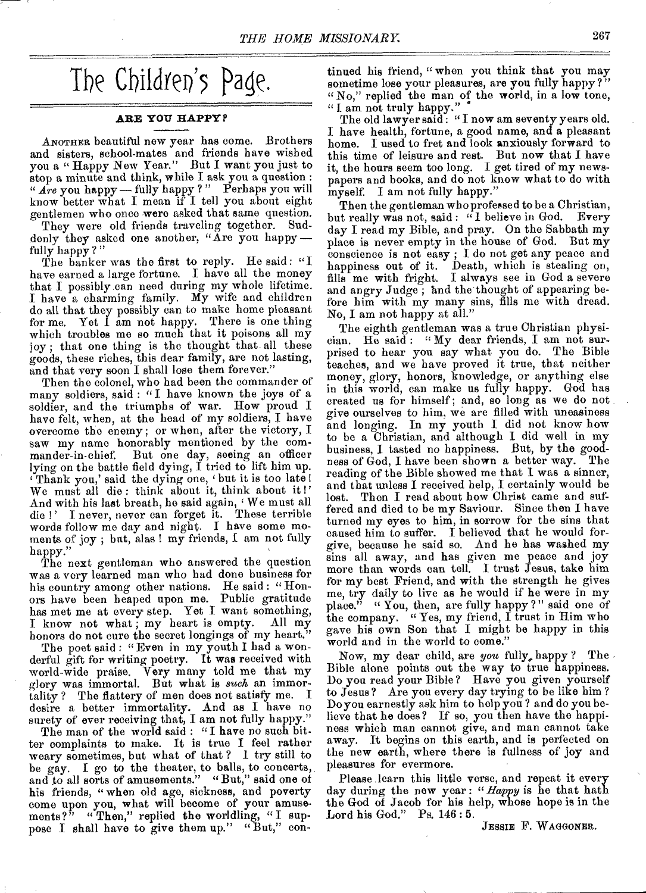# The Children's Page.

## ARE YOU HAPPY?

ANOTHER beautiful new year has come. Brothers and sisters, school-mates and friends have wished you a "Happy New Year." But I want you just to stop a minute and think, while I ask you a question: "*Are* you happy — fully happy?" Perhaps you will know better what I mean if I tell you about eight gentlemen who once were asked that same question.

They were old friends traveling together. Suddenly they asked one another, "Are you happy — fully happy?"

The banker was the first to reply. He said: "I have earned a large fortune. I have all the money that I possibly can need during my whole lifetime. I have a charming family. My wife and children do all that they possibly can to make home pleasant for me. Yet I am not happy. There is one thing which troubles me so much that it poisons all my joy; that one thing is the thought that all these goods, these riches, this dear family, are not lasting, and that very soon I shall lose them forever."

Then the colonel, who had been the commander of many soldiers, said: "I have known the joys of a soldier, and the triumphs of war. How proud I have felt, when, at the head of my soldiers, I have overcome the enemy; or when, after the victory, I saw my name honorably mentioned by the commander-in-chief. But one day, seeing an officer lying on the battle field dying, I tried to lift him up. 'Thank you,' said the dying one, 'but it is too late! We must all die: think about it, think about it!' And with his last breath, he said again, 'We must all die!' I never, never can forget it. These terrible words follow me day and night. I have some moments of joy; but, alas! my friends, I am not fully happy."

The next gentleman who answered the question was a very learned man who had done business for his country among other nations. He said: "Honors have been heaped upon me. Public gratitude has met me at every step. Yet I want something, I know not what; my heart is empty. All my honors do not cure the secret longings of my heart."

The poet said: "Even in my youth I had a wonderful gift for writing poetry. It was received with world-wide praise. Very many told me that my glory was immortal. But what is *such* an immortality? The flattery of men does not satisfy me. I desire a better immortality. And as I have no surety of ever receiving that, I am not fully happy."

The man of the world said: "I have no such bitter complaints to make. It is true I feel rather weary sometimes, but what of that? I try still to be gay. I go to the theater, to balls, to concerts, and to all sorts of amusements." "But," said one of his friends, "when old age, sickness, and poverty come upon you, what will become of your amusements?" "Then," replied the worldling, "I suppose I shall have to give them up." "But," continued his friend, "when you think that you may sometime lose your pleasures, are you fully happy?" "No," replied the man of the world, in a low tone, "I am not truly happy."

The old lawyer said: "I now am seventy years old. I have health, fortune, a good name, and a pleasant home. I used to fret and look anxiously forward to this time of leisure and rest. But now that I have it, the hours seem too long. I get tired of my newspapers and books, and do not know what to do with myself. I am not fully happy."

Then the gentleman who professed to be a Christian, but really was not, said: "I believe in God. Every day I read my Bible, and pray. On the Sabbath my place is never empty in the house of God. But my conscience is not easy; I do not get any peace and happiness out of it. Death, which is stealing on, fills me with fright. I always see in God a severe and angry Judge; and the thought of appearing before him with my many sins, fills me with dread. No, I am not happy at all."

The eighth gentleman was a true Christian physician. He said: "My dear friends, I am not surprised to hear you say what you do. The Bible teaches, and we have proved it true, that neither money, glory, honors, knowledge, or anything else in this world, can make us fully happy. God has created us for himself; and, so long as we do not give ourselves to him, we are filled with uneasiness and longing. In my youth I did not know how to be a Christian, and although I did well in my business, I tasted no happiness. But, by the goodness of God, I have been shown a better way. The reading of the Bible showed me that I was a sinner, and that unless I received help, I certainly would be lost. Then I read about how Christ came and suffered and died to be my Saviour. Since then I have turned my eyes to him, in sorrow for the sins that caused him to suffer. I believed that he would forgive, because he said so. And he has washed my sins all away, and has given me peace and joy more than words can tell. I trust Jesus, take him for my best Friend, and with the strength he gives me, try daily to live as he would if he were in my place." "You, then, are fully happy?" said one of the company. "Yes, my friend, I trust in Him who gave his own Son that I might be happy in this world and in the world to come."

Now, my dear child, are *you* fully happy? The Bible alone points out the way to true happiness. Do you read your Bible? Have you given yourself to Jesus? Are you every day trying to be like him? Do you earnestly ask him to help you? and do you believe that he does? If so, you then have the happiness which man cannot give, and man cannot take away. It begins on this earth, and is perfected on the new earth, where there is fullness of joy and pleasures for evermore.

Please learn this little verse, and repeat it every day during the new year: "*Happy* is he that hath the God of Jacob for his help, whose hope is in the Lord his God." Ps. 146:5.

JESSIE F. WAGGONER.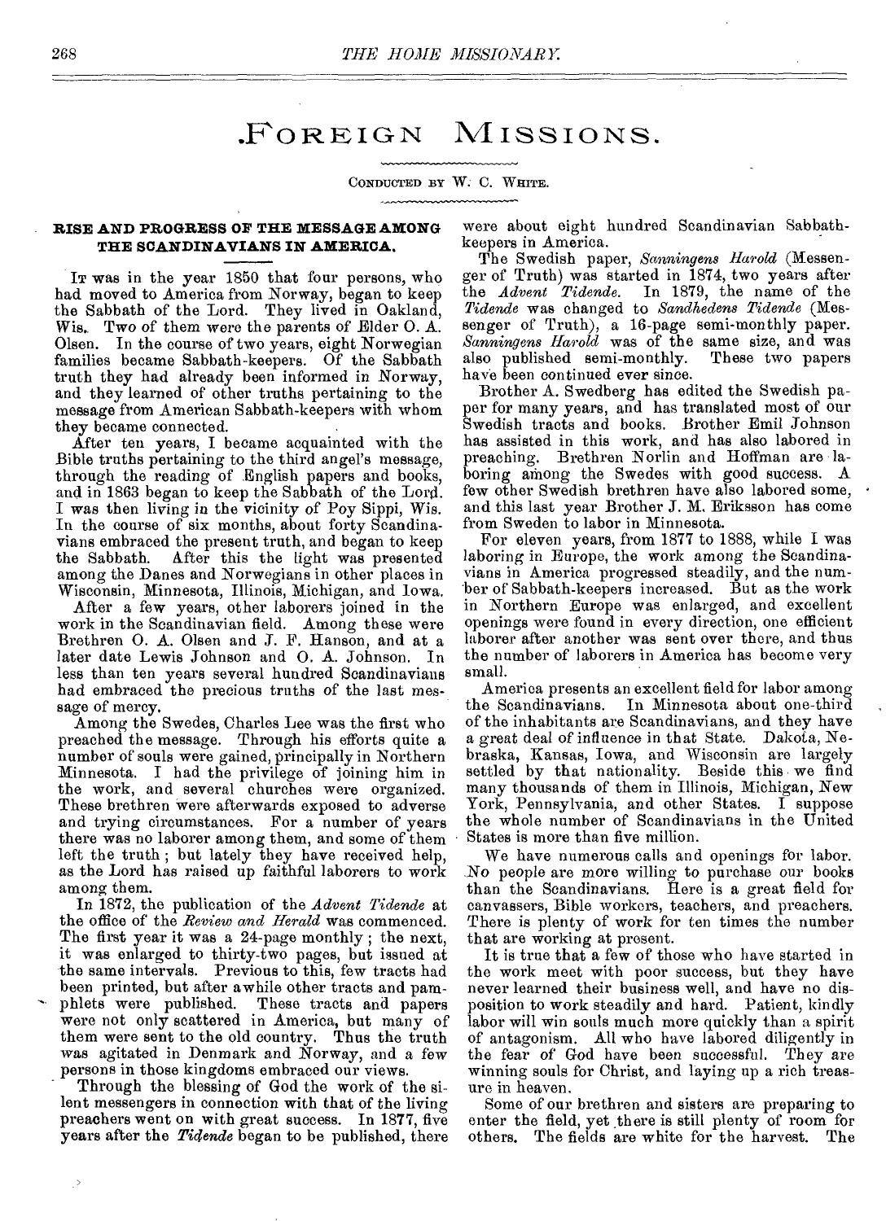# FOREIGN MISSIONS.

CONDUCTED BY W. C. WHITE.

### RISE AND PROGRESS OF THE MESSAGE AMONG THE SCANDINAVIANS IN AMERICA.

It was in the year 1850 that four persons, who had moved to America from Norway, began to keep the Sabbath of the Lord. They lived in Oakland, Wis. Two of them were the parents of Elder O. A. Olsen. In the course of two years, eight Norwegian families became Sabbath-keepers. Of the Sabbath truth they had already been informed in Norway, and they learned of other truths pertaining to the message from American Sabbath-keepers with whom they became connected.

After ten years, I became acquainted with the Bible truths pertaining to the third angel's message, through the reading of English papers and books, and in 1863 began to keep the Sabbath of the Lord. I was then living in the vicinity of Poy Sippi, Wis. In the course of six months, about forty Scandinavians embraced the present truth, and began to keep the Sabbath. After this the light was presented among the Danes and Norwegians in other places in Wisconsin, Minnesota, Illinois, Michigan, and Iowa.

After a few years, other laborers joined in the work in the Scandinavian field. Among these were Brethren O. A. Olsen and J. F. Hanson, and at a later date Lewis Johnson and O. A. Johnson. In less than ten years several hundred Scandinavians had embraced the precious truths of the last message of mercy.

Among the Swedes, Charles Lee was the first who preached the message. Through his efforts quite a number of souls were gained, principally in Northern Minnesota. I had the privilege of joining him in the work, and several churches were organized. These brethren were afterwards exposed to adverse and trying circumstances. For a number of years there was no laborer among them, and some of them left the truth; but lately they have received help, as the Lord has raised up faithful laborers to work among them.

In 1872, the publication of the *Advent Tidende* at the office of the *Review and Herald* was commenced. The first year it was a 24-page monthly; the next, it was enlarged to thirty-two pages, but issued at the same intervals. Previous to this, few tracts had been printed, but after awhile other tracts and pamphlets were published. These tracts and papers were not only scattered in America, but many of them were sent to the old country. Thus the truth was agitated in Denmark and Norway, and a few persons in those kingdoms embraced our views.

Through the blessing of God the work of the silent messengers in connection with that of the living preachers went on with great success. In 1877, five years after the *Tidende* began to be published, there were about eight hundred Scandinavian Sabbath-keepers in America.

The Swedish paper, *Sanningens Harold* (Messenger of Truth) was started in 1874, two years after the *Advent Tidende*. In 1879, the name of the *Tidende* was changed to *Sandhedens Tidende* (Messenger of Truth), a 16-page semi-monthly paper. *Sanningens Harold* was of the same size, and was also published semi-monthly. These two papers have been continued ever since.

Brother A. Swedberg has edited the Swedish paper for many years, and has translated most of our Swedish tracts and books. Brother Emil Johnson has assisted in this work, and has also labored in preaching. Brethren Norlin and Hoffman are laboring among the Swedes with good success. A few other Swedish brethren have also labored some, and this last year Brother J. M. Eriksson has come from Sweden to labor in Minnesota.

For eleven years, from 1877 to 1888, while I was laboring in Europe, the work among the Scandinavians in America progressed steadily, and the number of Sabbath-keepers increased. But as the work in Northern Europe was enlarged, and excellent openings were found in every direction, one efficient laborer after another was sent over there, and thus the number of laborers in America has become very small.

America presents an excellent field for labor among the Scandinavians. In Minnesota about one-third of the inhabitants are Scandinavians, and they have a great deal of influence in that State. Dakota, Nebraska, Kansas, Iowa, and Wisconsin are largely settled by that nationality. Beside this we find many thousands of them in Illinois, Michigan, New York, Pennsylvania, and other States. I suppose the whole number of Scandinavians in the United States is more than five million.

We have numerous calls and openings for labor. No people are more willing to purchase our books than the Scandinavians. Here is a great field for canvassers, Bible workers, teachers, and preachers. There is plenty of work for ten times the number that are working at present.

It is true that a few of those who have started in the work meet with poor success, but they have never learned their business well, and have no disposition to work steadily and hard. Patient, kindly labor will win souls much more quickly than a spirit of antagonism. All who have labored diligently in the fear of God have been successful. They are winning souls for Christ, and laying up a rich treasure in heaven.

Some of our brethren and sisters are preparing to enter the field, yet there is still plenty of room for others. The fields are white for the harvest. The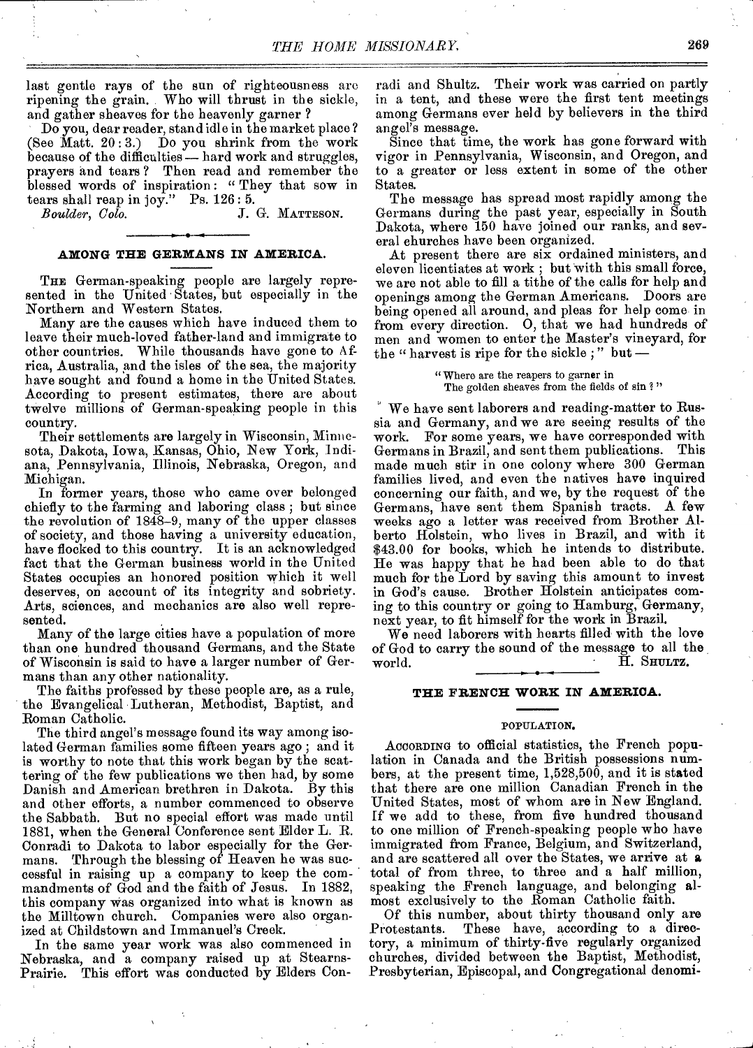last gentle rays of the sun of righteousness are ripening the grain. Who will thrust in the sickle, and gather sheaves for the heavenly garner?

Do you, dear reader, stand idle in the market place? (See Matt. 20:3.) Do you shrink from the work because of the difficulties — hard work and struggles, prayers and tears? Then read and remember the blessed words of inspiration: "They that sow in tears shall reap in joy." Ps. 126:5.

*Boulder, Colo.* — J. G. Matteson.

## AMONG THE GERMANS IN AMERICA.

The German-speaking people are largely represented in the United States, but especially in the Northern and Western States.

Many are the causes which have induced them to leave their much-loved father-land and immigrate to other countries. While thousands have gone to Africa, Australia, and the isles of the sea, the majority have sought and found a home in the United States. According to present estimates, there are about twelve millions of German-speaking people in this country.

Their settlements are largely in Wisconsin, Minnesota, Dakota, Iowa, Kansas, Ohio, New York, Indiana, Pennsylvania, Illinois, Nebraska, Oregon, and Michigan.

In former years, those who came over belonged chiefly to the farming and laboring class; but since the revolution of 1848–9, many of the upper classes of society, and those having a university education, have flocked to this country. It is an acknowledged fact that the German business world in the United States occupies an honored position which it well deserves, on account of its integrity and sobriety. Arts, sciences, and mechanics are also well represented.

Many of the large cities have a population of more than one hundred thousand Germans, and the State of Wisconsin is said to have a larger number of Germans than any other nationality.

The faiths professed by these people are, as a rule, the Evangelical Lutheran, Methodist, Baptist, and Roman Catholic.

The third angel's message found its way among isolated German families some fifteen years ago; and it is worthy to note that this work began by the scattering of the few publications we then had, by some Danish and American brethren in Dakota. By this and other efforts, a number commenced to observe the Sabbath. But no special effort was made until 1881, when the General Conference sent Elder L. R. Conradi to Dakota to labor especially for the Germans. Through the blessing of Heaven he was successful in raising up a company to keep the commandments of God and the faith of Jesus. In 1882, this company was organized into what is known as the Milltown church. Companies were also organized at Childstown and Immanuel's Creek.

In the same year work was also commenced in Nebraska, and a company raised up at Stearns-Prairie. This effort was conducted by Elders Conradi and Shultz. Their work was carried on partly in a tent, and these were the first tent meetings among Germans ever held by believers in the third angel's message.

Since that time, the work has gone forward with vigor in Pennsylvania, Wisconsin, and Oregon, and to a greater or less extent in some of the other States.

The message has spread most rapidly among the Germans during the past year, especially in South Dakota, where 150 have joined our ranks, and several churches have been organized.

At present there are six ordained ministers, and eleven licentiates at work; but with this small force, we are not able to fill a tithe of the calls for help and openings among the German Americans. Doors are being opened all around, and pleas for help come in from every direction. O, that we had hundreds of men and women to enter the Master's vineyard, for the "harvest is ripe for the sickle;" but —

> "Where are the reapers to garner in
> The golden sheaves from the fields of sin?"

We have sent laborers and reading-matter to Russia and Germany, and we are seeing results of the work. For some years, we have corresponded with Germans in Brazil, and sent them publications. This made much stir in one colony where 300 German families lived, and even the natives have inquired concerning our faith, and we, by the request of the Germans, have sent them Spanish tracts. A few weeks ago a letter was received from Brother Alberto Holstein, who lives in Brazil, and with it $43.00 for books, which he intends to distribute. He was happy that he had been able to do that much for the Lord by saving this amount to invest in God's cause. Brother Holstein anticipates coming to this country or going to Hamburg, Germany, next year, to fit himself for the work in Brazil.

We need laborers with hearts filled with the love of God to carry the sound of the message to all the world. — H. Shultz.

## THE FRENCH WORK IN AMERICA.

### POPULATION.

According to official statistics, the French population in Canada and the British possessions numbers, at the present time, 1,528,500, and it is stated that there are one million Canadian French in the United States, most of whom are in New England. If we add to these, from five hundred thousand to one million of French-speaking people who have immigrated from France, Belgium, and Switzerland, and are scattered all over the States, we arrive at a total of from three, to three and a half million, speaking the French language, and belonging almost exclusively to the Roman Catholic faith.

Of this number, about thirty thousand only are Protestants. These have, according to a directory, a minimum of thirty-five regularly organized churches, divided between the Baptist, Methodist, Presbyterian, Episcopal, and Congregational denomi-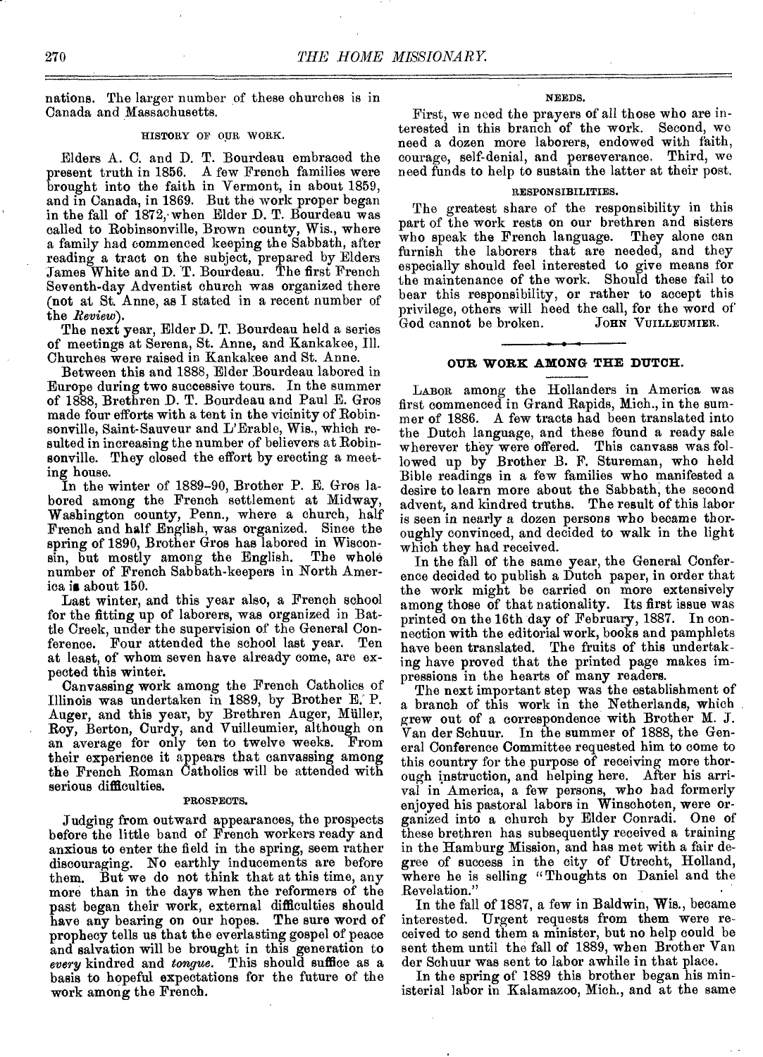nations. The larger number of these churches is in Canada and Massachusetts.

### HISTORY OF OUR WORK.

Elders A. C. and D. T. Bourdeau embraced the present truth in 1856. A few French families were brought into the faith in Vermont, in about 1859, and in Canada, in 1869. But the work proper began in the fall of 1872, when Elder D. T. Bourdeau was called to Robinsonville, Brown county, Wis., where a family had commenced keeping the Sabbath, after reading a tract on the subject, prepared by Elders James White and D. T. Bourdeau. The first French Seventh-day Adventist church was organized there (not at St. Anne, as I stated in a recent number of the *Review*).

The next year, Elder D. T. Bourdeau held a series of meetings at Serena, St. Anne, and Kankakee, Ill. Churches were raised in Kankakee and St. Anne.

Between this and 1888, Elder Bourdeau labored in Europe during two successive tours. In the summer of 1888, Brethren D. T. Bourdeau and Paul E. Gros made four efforts with a tent in the vicinity of Robinsonville, Saint-Sauveur and L'Erable, Wis., which resulted in increasing the number of believers at Robinsonville. They closed the effort by erecting a meeting house.

In the winter of 1889-90, Brother P. E. Gros labored among the French settlement at Midway, Washington county, Penn., where a church, half French and half English, was organized. Since the spring of 1890, Brother Gros has labored in Wisconsin, but mostly among the English. The whole number of French Sabbath-keepers in North America is about 150.

Last winter, and this year also, a French school for the fitting up of laborers, was organized in Battle Creek, under the supervision of the General Conference. Four attended the school last year. Ten at least, of whom seven have already come, are expected this winter.

Canvassing work among the French Catholics of Illinois was undertaken in 1889, by Brother E. P. Auger, and this year, by Brethren Auger, Müller, Roy, Berton, Curdy, and Vuilleumier, although on an average for only ten to twelve weeks. From their experience it appears that canvassing among the French Roman Catholics will be attended with serious difficulties.

### PROSPECTS.

Judging from outward appearances, the prospects before the little band of French workers ready and anxious to enter the field in the spring, seem rather discouraging. No earthly inducements are before them. But we do not think that at this time, any more than in the days when the reformers of the past began their work, external difficulties should have any bearing on our hopes. The sure word of prophecy tells us that the everlasting gospel of peace and salvation will be brought in this generation to *every* kindred and *tongue*. This should suffice as a basis to hopeful expectations for the future of the work among the French.

### NEEDS.

First, we need the prayers of all those who are interested in this branch of the work. Second, we need a dozen more laborers, endowed with faith, courage, self-denial, and perseverance. Third, we need funds to help to sustain the latter at their post.

### RESPONSIBILITIES.

The greatest share of the responsibility in this part of the work rests on our brethren and sisters who speak the French language. They alone can furnish the laborers that are needed, and they especially should feel interested to give means for the maintenance of the work. Should these fail to bear this responsibility, or rather to accept this privilege, others will heed the call, for the word of God cannot be broken.

JOHN VUILLEUMIER.

---

## OUR WORK AMONG THE DUTCH.

LABOR among the Hollanders in America was first commenced in Grand Rapids, Mich., in the summer of 1886. A few tracts had been translated into the Dutch language, and these found a ready sale wherever they were offered. This canvass was followed up by Brother B. F. Stureman, who held Bible readings in a few families who manifested a desire to learn more about the Sabbath, the second advent, and kindred truths. The result of this labor is seen in nearly a dozen persons who became thoroughly convinced, and decided to walk in the light which they had received.

In the fall of the same year, the General Conference decided to publish a Dutch paper, in order that the work might be carried on more extensively among those of that nationality. Its first issue was printed on the 16th day of February, 1887. In connection with the editorial work, books and pamphlets have been translated. The fruits of this undertaking have proved that the printed page makes impressions in the hearts of many readers.

The next important step was the establishment of a branch of this work in the Netherlands, which grew out of a correspondence with Brother M. J. Van der Schuur. In the summer of 1888, the General Conference Committee requested him to come to this country for the purpose of receiving more thorough instruction, and helping here. After his arrival in America, a few persons, who had formerly enjoyed his pastoral labors in Winschoten, were organized into a church by Elder Conradi. One of these brethren has subsequently received a training in the Hamburg Mission, and has met with a fair degree of success in the city of Utrecht, Holland, where he is selling "Thoughts on Daniel and the Revelation."

In the fall of 1887, a few in Baldwin, Wis., became interested. Urgent requests from them were received to send them a minister, but no help could be sent them until the fall of 1889, when Brother Van der Schuur was sent to labor awhile in that place.

In the spring of 1889 this brother began his ministerial labor in Kalamazoo, Mich., and at the same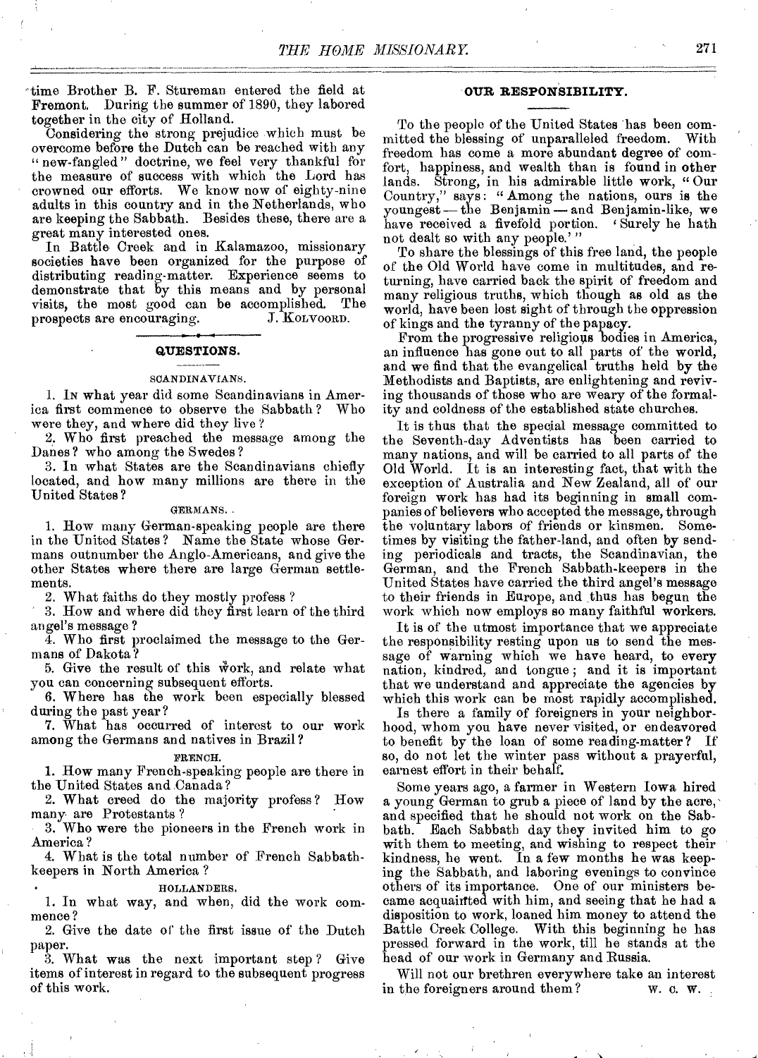time Brother B. F. Stureman entered the field at Fremont. During the summer of 1890, they labored together in the city of Holland.

Considering the strong prejudice which must be overcome before the Dutch can be reached with any "new-fangled" doctrine, we feel very thankful for the measure of success with which the Lord has crowned our efforts. We know now of eighty-nine adults in this country and in the Netherlands, who are keeping the Sabbath. Besides these, there are a great many interested ones.

In Battle Creek and in Kalamazoo, missionary societies have been organized for the purpose of distributing reading-matter. Experience seems to demonstrate that by this means and by personal visits, the most good can be accomplished. The prospects are encouraging.

J. KOLVOORD.

## QUESTIONS.

### SCANDINAVIANS.

1. IN what year did some Scandinavians in America first commence to observe the Sabbath? Who were they, and where did they live?
2. Who first preached the message among the Danes? who among the Swedes?
3. In what States are the Scandinavians chiefly located, and how many millions are there in the United States?

### GERMANS.

1. How many German-speaking people are there in the United States? Name the State whose Germans outnumber the Anglo-Americans, and give the other States where there are large German settlements.
2. What faiths do they mostly profess?
3. How and where did they first learn of the third angel's message?
4. Who first proclaimed the message to the Germans of Dakota?
5. Give the result of this work, and relate what you can concerning subsequent efforts.
6. Where has the work been especially blessed during the past year?
7. What has occurred of interest to our work among the Germans and natives in Brazil?

### FRENCH.

1. How many French-speaking people are there in the United States and Canada?
2. What creed do the majority profess? How many are Protestants?
3. Who were the pioneers in the French work in America?
4. What is the total number of French Sabbath-keepers in North America?

### HOLLANDERS.

1. In what way, and when, did the work commence?
2. Give the date of the first issue of the Dutch paper.
3. What was the next important step? Give items of interest in regard to the subsequent progress of this work.

## OUR RESPONSIBILITY.

To the people of the United States has been committed the blessing of unparalleled freedom. With freedom has come a more abundant degree of comfort, happiness, and wealth than is found in other lands. Strong, in his admirable little work, "Our Country," says: "Among the nations, ours is the youngest — the Benjamin — and Benjamin-like, we have received a fivefold portion. 'Surely he hath not dealt so with any people.'"

To share the blessings of this free land, the people of the Old World have come in multitudes, and returning, have carried back the spirit of freedom and many religious truths, which though as old as the world, have been lost sight of through the oppression of kings and the tyranny of the papacy.

From the progressive religious bodies in America, an influence has gone out to all parts of the world, and we find that the evangelical truths held by the Methodists and Baptists, are enlightening and reviving thousands of those who are weary of the formality and coldness of the established state churches.

It is thus that the special message committed to the Seventh-day Adventists has been carried to many nations, and will be carried to all parts of the Old World. It is an interesting fact, that with the exception of Australia and New Zealand, all of our foreign work has had its beginning in small companies of believers who accepted the message, through the voluntary labors of friends or kinsmen. Sometimes by visiting the father-land, and often by sending periodicals and tracts, the Scandinavian, the German, and the French Sabbath-keepers in the United States have carried the third angel's message to their friends in Europe, and thus has begun the work which now employs so many faithful workers.

It is of the utmost importance that we appreciate the responsibility resting upon us to send the message of warning which we have heard, to every nation, kindred, and tongue; and it is important that we understand and appreciate the agencies by which this work can be most rapidly accomplished.

Is there a family of foreigners in your neighborhood, whom you have never visited, or endeavored to benefit by the loan of some reading-matter? If so, do not let the winter pass without a prayerful, earnest effort in their behalf.

Some years ago, a farmer in Western Iowa hired a young German to grub a piece of land by the acre, and specified that he should not work on the Sabbath. Each Sabbath day they invited him to go with them to meeting, and wishing to respect their kindness, he went. In a few months he was keeping the Sabbath, and laboring evenings to convince others of its importance. One of our ministers became acquainted with him, and seeing that he had a disposition to work, loaned him money to attend the Battle Creek College. With this beginning he has pressed forward in the work, till he stands at the head of our work in Germany and Russia.

Will not our brethren everywhere take an interest in the foreigners around them?

W. C. W.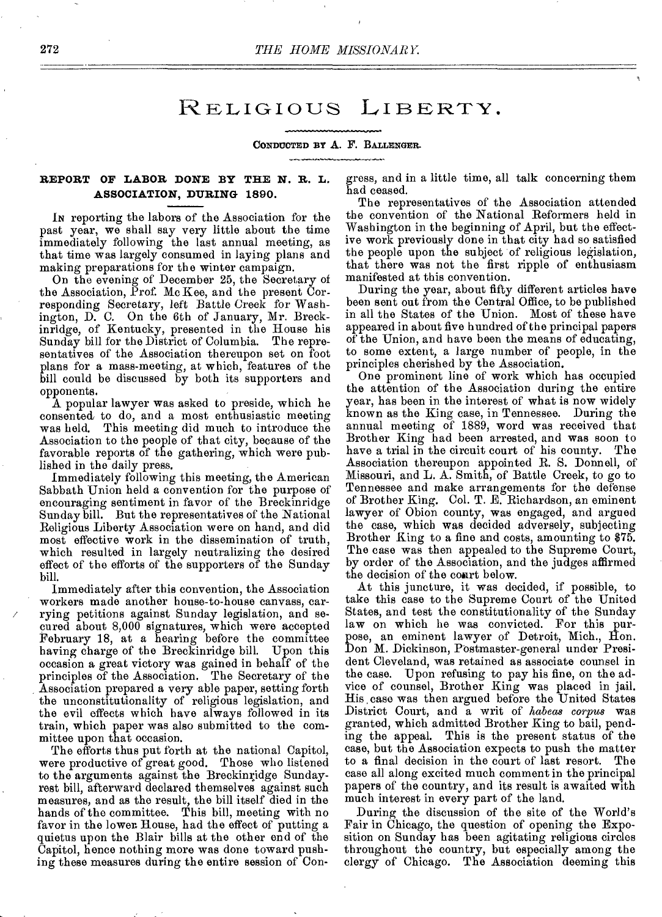# Religious Liberty.

CONDUCTED BY A. F. BALLENGER.

## REPORT OF LABOR DONE BY THE N. R. L. ASSOCIATION, DURING 1890.

In reporting the labors of the Association for the past year, we shall say very little about the time immediately following the last annual meeting, as that time was largely consumed in laying plans and making preparations for the winter campaign.

On the evening of December 25, the Secretary of the Association, Prof. Mc Kee, and the present Corresponding Secretary, left Battle Creek for Washington, D. C. On the 6th of January, Mr. Breckinridge, of Kentucky, presented in the House his Sunday bill for the District of Columbia. The representatives of the Association thereupon set on foot plans for a mass-meeting, at which, features of the bill could be discussed by both its supporters and opponents.

A popular lawyer was asked to preside, which he consented to do, and a most enthusiastic meeting was held. This meeting did much to introduce the Association to the people of that city, because of the favorable reports of the gathering, which were published in the daily press.

Immediately following this meeting, the American Sabbath Union held a convention for the purpose of encouraging sentiment in favor of the Breckinridge Sunday bill. But the representatives of the National Religious Liberty Association were on hand, and did most effective work in the dissemination of truth, which resulted in largely neutralizing the desired effect of the efforts of the supporters of the Sunday bill.

Immediately after this convention, the Association workers made another house-to-house canvass, carrying petitions against Sunday legislation, and secured about 8,000 signatures, which were accepted February 18, at a hearing before the committee having charge of the Breckinridge bill. Upon this occasion a great victory was gained in behalf of the principles of the Association. The Secretary of the Association prepared a very able paper, setting forth the unconstitutionality of religious legislation, and the evil effects which have always followed in its train, which paper was also submitted to the committee upon that occasion.

The efforts thus put forth at the national Capitol, were productive of great good. Those who listened to the arguments against the Breckinridge Sunday-rest bill, afterward declared themselves against such measures, and as the result, the bill itself died in the hands of the committee. This bill, meeting with no favor in the lower House, had the effect of putting a quietus upon the Blair bills at the other end of the Capitol, hence nothing more was done toward pushing these measures during the entire session of Congress, and in a little time, all talk concerning them had ceased.

The representatives of the Association attended the convention of the National Reformers held in Washington in the beginning of April, but the effective work previously done in that city had so satisfied the people upon the subject of religious legislation, that there was not the first ripple of enthusiasm manifested at this convention.

During the year, about fifty different articles have been sent out from the Central Office, to be published in all the States of the Union. Most of these have appeared in about five hundred of the principal papers of the Union, and have been the means of educating, to some extent, a large number of people, in the principles cherished by the Association.

One prominent line of work which has occupied the attention of the Association during the entire year, has been in the interest of what is now widely known as the King case, in Tennessee. During the annual meeting of 1889, word was received that Brother King had been arrested, and was soon to have a trial in the circuit court of his county. The Association thereupon appointed R. S. Donnell, of Missouri, and L. A. Smith, of Battle Creek, to go to Tennessee and make arrangements for the defense of Brother King. Col. T. E. Richardson, an eminent lawyer of Obion county, was engaged, and argued the case, which was decided adversely, subjecting Brother King to a fine and costs, amounting to $75. The case was then appealed to the Supreme Court, by order of the Association, and the judges affirmed the decision of the court below.

At this juncture, it was decided, if possible, to take this case to the Supreme Court of the United States, and test the constitutionality of the Sunday law on which he was convicted. For this purpose, an eminent lawyer of Detroit, Mich., Hon. Don M. Dickinson, Postmaster-general under President Cleveland, was retained as associate counsel in the case. Upon refusing to pay his fine, on the advice of counsel, Brother King was placed in jail. His case was then argued before the United States District Court, and a writ of *habeas corpus* was granted, which admitted Brother King to bail, pending the appeal. This is the present status of the case, but the Association expects to push the matter to a final decision in the court of last resort. The case all along excited much comment in the principal papers of the country, and its result is awaited with much interest in every part of the land.

During the discussion of the site of the World's Fair in Chicago, the question of opening the Exposition on Sunday has been agitating religious circles throughout the country, but especially among the clergy of Chicago. The Association deeming this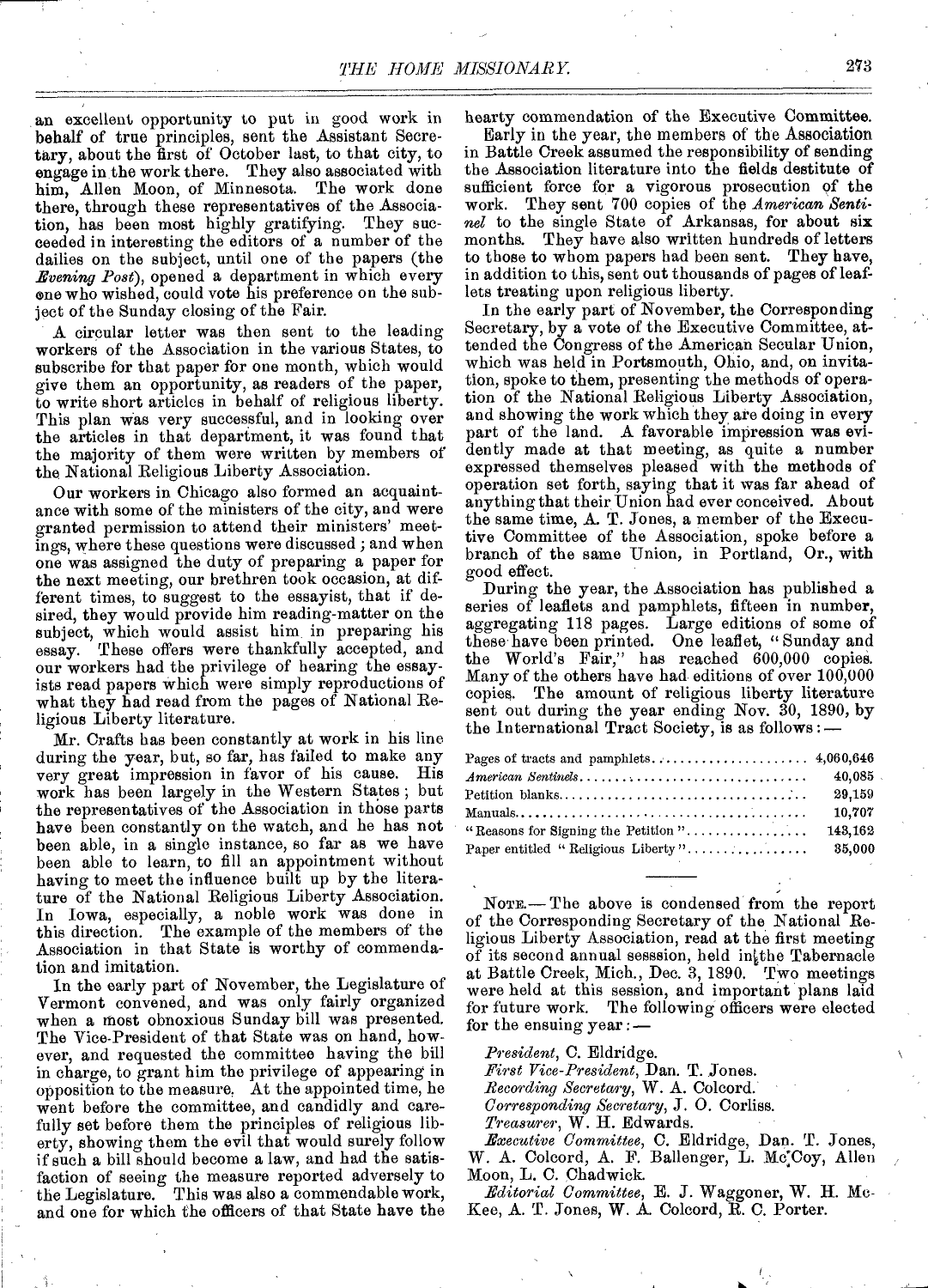an excellent opportunity to put in good work in behalf of true principles, sent the Assistant Secretary, about the first of October last, to that city, to engage in the work there. They also associated with him, Allen Moon, of Minnesota. The work done there, through these representatives of the Association, has been most highly gratifying. They succeeded in interesting the editors of a number of the dailies on the subject, until one of the papers (the *Evening Post*), opened a department in which every one who wished, could vote his preference on the subject of the Sunday closing of the Fair.

A circular letter was then sent to the leading workers of the Association in the various States, to subscribe for that paper for one month, which would give them an opportunity, as readers of the paper, to write short articles in behalf of religious liberty. This plan was very successful, and in looking over the articles in that department, it was found that the majority of them were written by members of the National Religious Liberty Association.

Our workers in Chicago also formed an acquaintance with some of the ministers of the city, and were granted permission to attend their ministers' meetings, where these questions were discussed; and when one was assigned the duty of preparing a paper for the next meeting, our brethren took occasion, at different times, to suggest to the essayist, that if desired, they would provide him reading-matter on the subject, which would assist him in preparing his essay. These offers were thankfully accepted, and our workers had the privilege of hearing the essayists read papers which were simply reproductions of what they had read from the pages of National Religious Liberty literature.

Mr. Crafts has been constantly at work in his line during the year, but, so far, has failed to make any very great impression in favor of his cause. His work has been largely in the Western States; but the representatives of the Association in those parts have been constantly on the watch, and he has not been able, in a single instance, so far as we have been able to learn, to fill an appointment without having to meet the influence built up by the literature of the National Religious Liberty Association. In Iowa, especially, a noble work was done in this direction. The example of the members of the Association in that State is worthy of commendation and imitation.

In the early part of November, the Legislature of Vermont convened, and was only fairly organized when a most obnoxious Sunday bill was presented. The Vice-President of that State was on hand, however, and requested the committee having the bill in charge, to grant him the privilege of appearing in opposition to the measure. At the appointed time, he went before the committee, and candidly and carefully set before them the principles of religious liberty, showing them the evil that would surely follow if such a bill should become a law, and had the satisfaction of seeing the measure reported adversely to the Legislature. This was also a commendable work, and one for which the officers of that State have the hearty commendation of the Executive Committee.

Early in the year, the members of the Association in Battle Creek assumed the responsibility of sending the Association literature into the fields destitute of sufficient force for a vigorous prosecution of the work. They sent 700 copies of the *American Sentinel* to the single State of Arkansas, for about six months. They have also written hundreds of letters to those to whom papers had been sent. They have, in addition to this, sent out thousands of pages of leaflets treating upon religious liberty.

In the early part of November, the Corresponding Secretary, by a vote of the Executive Committee, attended the Congress of the American Secular Union, which was held in Portsmouth, Ohio, and, on invitation, spoke to them, presenting the methods of operation of the National Religious Liberty Association, and showing the work which they are doing in every part of the land. A favorable impression was evidently made at that meeting, as quite a number expressed themselves pleased with the methods of operation set forth, saying that it was far ahead of anything that their Union had ever conceived. About the same time, A. T. Jones, a member of the Executive Committee of the Association, spoke before a branch of the same Union, in Portland, Or., with good effect.

During the year, the Association has published a series of leaflets and pamphlets, fifteen in number, aggregating 118 pages. Large editions of some of these have been printed. One leaflet, "Sunday and the World's Fair," has reached 600,000 copies. Many of the others have had editions of over 100,000 copies. The amount of religious liberty literature sent out during the year ending Nov. 30, 1890, by the International Tract Society, is as follows:—

| | |
|---|---|
| Pages of tracts and pamphlets | 4,060,646 |
| *American Sentinels* | 40,085 |
| Petition blanks | 29,159 |
| Manuals | 10,707 |
| "Reasons for Signing the Petition" | 143,162 |
| Paper entitled "Religious Liberty" | 35,000 |

---

NOTE.—The above is condensed from the report of the Corresponding Secretary of the National Religious Liberty Association, read at the first meeting of its second annual sesssion, held in the Tabernacle at Battle Creek, Mich., Dec. 3, 1890. Two meetings were held at this session, and important plans laid for future work. The following officers were elected for the ensuing year:—

*President*, C. Eldridge.
*First Vice-President*, Dan. T. Jones.
*Recording Secretary*, W. A. Colcord.
*Corresponding Secretary*, J. O. Corliss.
*Treasurer*, W. H. Edwards.
*Executive Committee*, C. Eldridge, Dan. T. Jones, W. A. Colcord, A. F. Ballenger, L. McCoy, Allen Moon, L. C. Chadwick.
*Editorial Committee*, E. J. Waggoner, W. H. McKee, A. T. Jones, W. A. Colcord, R. C. Porter.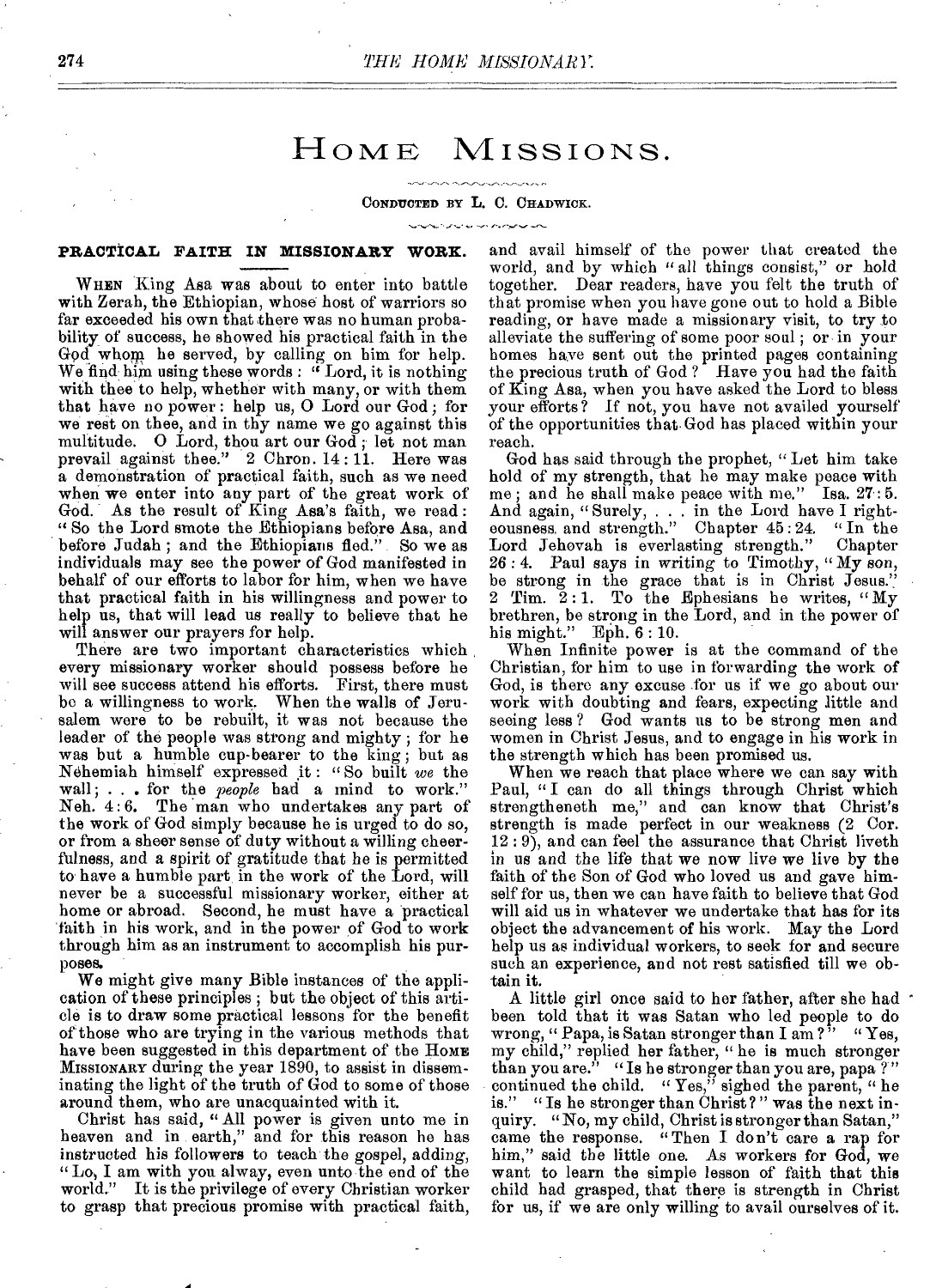# Home Missions.

Conducted by L. C. Chadwick.

## PRACTICAL FAITH IN MISSIONARY WORK.

When King Asa was about to enter into battle with Zerah, the Ethiopian, whose host of warriors so far exceeded his own that there was no human probability of success, he showed his practical faith in the God whom he served, by calling on him for help. We find him using these words: "Lord, it is nothing with thee to help, whether with many, or with them that have no power: help us, O Lord our God; for we rest on thee, and in thy name we go against this multitude. O Lord, thou art our God; let not man prevail against thee." 2 Chron. 14:11. Here was a demonstration of practical faith, such as we need when we enter into any part of the great work of God. As the result of King Asa's faith, we read: "So the Lord smote the Ethiopians before Asa, and before Judah; and the Ethiopians fled." So we as individuals may see the power of God manifested in behalf of our efforts to labor for him, when we have that practical faith in his willingness and power to help us, that will lead us really to believe that he will answer our prayers for help.

There are two important characteristics which every missionary worker should possess before he will see success attend his efforts. First, there must be a willingness to work. When the walls of Jerusalem were to be rebuilt, it was not because the leader of the people was strong and mighty; for he was but a humble cup-bearer to the king; but as Nehemiah himself expressed it: "So built *we* the wall; . . . for the *people* had a mind to work." Neh. 4:6. The man who undertakes any part of the work of God simply because he is urged to do so, or from a sheer sense of duty without a willing cheerfulness, and a spirit of gratitude that he is permitted to have a humble part in the work of the Lord, will never be a successful missionary worker, either at home or abroad. Second, he must have a practical faith in his work, and in the power of God to work through him as an instrument to accomplish his purposes.

We might give many Bible instances of the application of these principles; but the object of this article is to draw some practical lessons for the benefit of those who are trying in the various methods that have been suggested in this department of the Home Missionary during the year 1890, to assist in disseminating the light of the truth of God to some of those around them, who are unacquainted with it.

Christ has said, "All power is given unto me in heaven and in earth," and for this reason he has instructed his followers to teach the gospel, adding, "Lo, I am with you alway, even unto the end of the world." It is the privilege of every Christian worker to grasp that precious promise with practical faith, and avail himself of the power that created the world, and by which "all things consist," or hold together. Dear readers, have you felt the truth of that promise when you have gone out to hold a Bible reading, or have made a missionary visit, to try to alleviate the suffering of some poor soul; or in your homes have sent out the printed pages containing the precious truth of God? Have you had the faith of King Asa, when you have asked the Lord to bless your efforts? If not, you have not availed yourself of the opportunities that God has placed within your reach.

God has said through the prophet, "Let him take hold of my strength, that he may make peace with me; and he shall make peace with me." Isa. 27:5. And again, "Surely, . . . in the Lord have I righteousness and strength." Chapter 45:24. "In the Lord Jehovah is everlasting strength." Chapter 26:4. Paul says in writing to Timothy, "My son, be strong in the grace that is in Christ Jesus." 2 Tim. 2:1. To the Ephesians he writes, "My brethren, be strong in the Lord, and in the power of his might." Eph. 6:10.

When Infinite power is at the command of the Christian, for him to use in forwarding the work of God, is there any excuse for us if we go about our work with doubting and fears, expecting little and seeing less? God wants us to be strong men and women in Christ Jesus, and to engage in his work in the strength which has been promised us.

When we reach that place where we can say with Paul, "I can do all things through Christ which strengtheneth me," and can know that Christ's strength is made perfect in our weakness (2 Cor. 12:9), and can feel the assurance that Christ liveth in us and the life that we now live we live by the faith of the Son of God who loved us and gave himself for us, then we can have faith to believe that God will aid us in whatever we undertake that has for its object the advancement of his work. May the Lord help us as individual workers, to seek for and secure such an experience, and not rest satisfied till we obtain it.

A little girl once said to her father, after she had been told that it was Satan who led people to do wrong, "Papa, is Satan stronger than I am?" "Yes, my child," replied her father, "he is much stronger than you are." "Is he stronger than you are, papa?" continued the child. "Yes," sighed the parent, "he is." "Is he stronger than Christ?" was the next inquiry. "No, my child, Christ is stronger than Satan," came the response. "Then I don't care a rap for him," said the little one. As workers for God, we want to learn the simple lesson of faith that this child had grasped, that there is strength in Christ for us, if we are only willing to avail ourselves of it.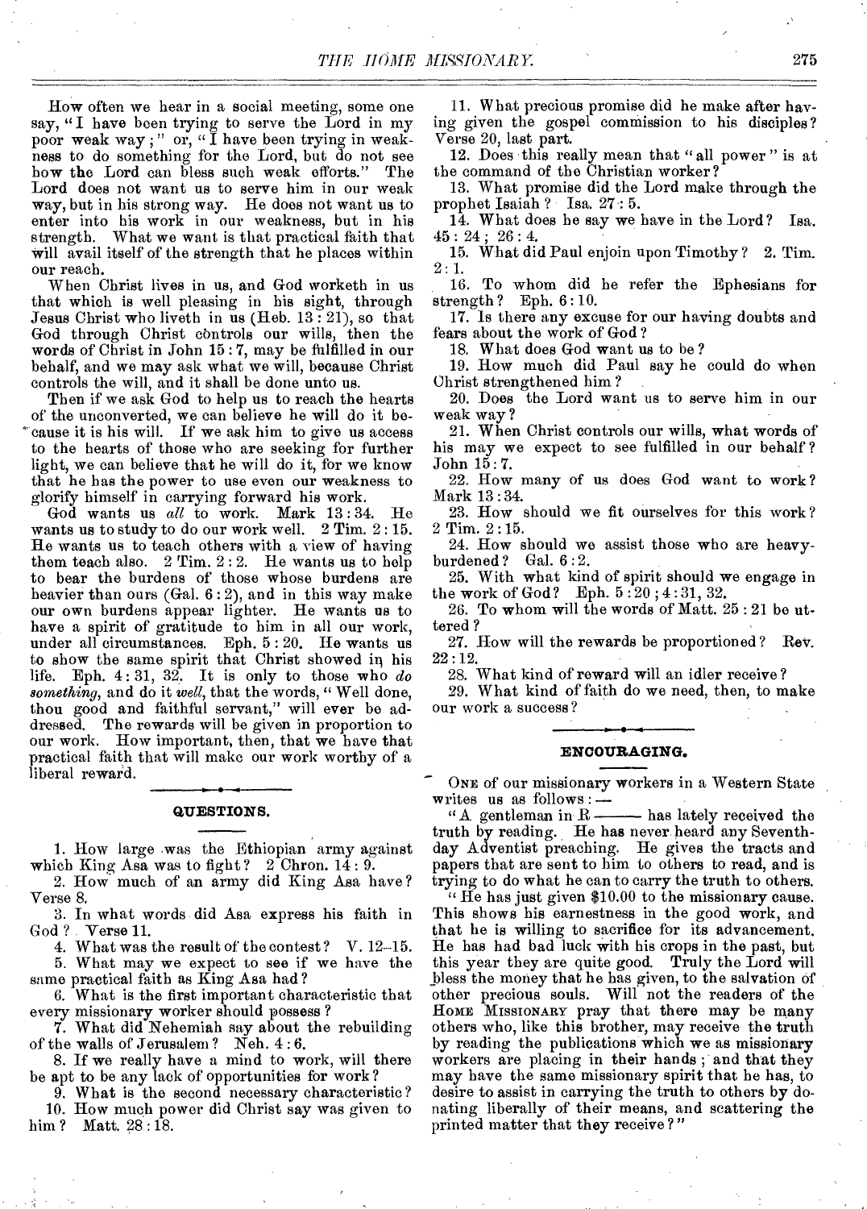How often we hear in a social meeting, some one say, "I have been trying to serve the Lord in my poor weak way;" or, "I have been trying in weakness to do something for the Lord, but do not see how the Lord can bless such weak efforts." The Lord does not want us to serve him in our weak way, but in his strong way. He does not want us to enter into his work in our weakness, but in his strength. What we want is that practical faith that will avail itself of the strength that he places within our reach.

When Christ lives in us, and God worketh in us that which is well pleasing in his sight, through Jesus Christ who liveth in us (Heb. 13 : 21), so that God through Christ controls our wills, then the words of Christ in John 15 : 7, may be fulfilled in our behalf, and we may ask what we will, because Christ controls the will, and it shall be done unto us.

Then if we ask God to help us to reach the hearts of the unconverted, we can believe he will do it because it is his will. If we ask him to give us access to the hearts of those who are seeking for further light, we can believe that he will do it, for we know that he has the power to use even our weakness to glorify himself in carrying forward his work.

God wants us *all* to work. Mark 13 : 34. He wants us to study to do our work well. 2 Tim. 2 : 15. He wants us to teach others with a view of having them teach also. 2 Tim. 2 : 2. He wants us to help to bear the burdens of those whose burdens are heavier than ours (Gal. 6 : 2), and in this way make our own burdens appear lighter. He wants us to have a spirit of gratitude to him in all our work, under all circumstances. Eph. 5 : 20. He wants us to show the same spirit that Christ showed in his life. Eph. 4 : 31, 32. It is only to those who *do something*, and do it *well*, that the words, "Well done, thou good and faithful servant," will ever be addressed. The rewards will be given in proportion to our work. How important, then, that we have that practical faith that will make our work worthy of a liberal reward.

## QUESTIONS.

1. How large was the Ethiopian army against which King Asa was to fight? 2 Chron. 14 : 9.
2. How much of an army did King Asa have? Verse 8.
3. In what words did Asa express his faith in God? Verse 11.
4. What was the result of the contest? V. 12–15.
5. What may we expect to see if we have the same practical faith as King Asa had?
6. What is the first important characteristic that every missionary worker should possess?
7. What did Nehemiah say about the rebuilding of the walls of Jerusalem? Neh. 4 : 6.
8. If we really have a mind to work, will there be apt to be any lack of opportunities for work?
9. What is the second necessary characteristic?
10. How much power did Christ say was given to him? Matt. 28 : 18.
11. What precious promise did he make after having given the gospel commission to his disciples? Verse 20, last part.
12. Does this really mean that "all power" is at the command of the Christian worker?
13. What promise did the Lord make through the prophet Isaiah? Isa. 27 : 5.
14. What does he say we have in the Lord? Isa. 45 : 24; 26 : 4.
15. What did Paul enjoin upon Timothy? 2. Tim. 2 : 1.
16. To whom did he refer the Ephesians for strength? Eph. 6 : 10.
17. Is there any excuse for our having doubts and fears about the work of God?
18. What does God want us to be?
19. How much did Paul say he could do when Christ strengthened him?
20. Does the Lord want us to serve him in our weak way?
21. When Christ controls our wills, what words of his may we expect to see fulfilled in our behalf? John 15 : 7.
22. How many of us does God want to work? Mark 13 : 34.
23. How should we fit ourselves for this work? 2 Tim. 2 : 15.
24. How should we assist those who are heavy-burdened? Gal. 6 : 2.
25. With what kind of spirit should we engage in the work of God? Eph. 5 : 20; 4 : 31, 32.
26. To whom will the words of Matt. 25 : 21 be uttered?
27. How will the rewards be proportioned? Rev. 22 : 12.
28. What kind of reward will an idler receive?
29. What kind of faith do we need, then, to make our work a success?

## ENCOURAGING.

ONE of our missionary workers in a Western State writes us as follows: —

"A gentleman in R——— has lately received the truth by reading. He has never heard any Seventh-day Adventist preaching. He gives the tracts and papers that are sent to him to others to read, and is trying to do what he can to carry the truth to others.

"He has just given $10.00 to the missionary cause. This shows his earnestness in the good work, and that he is willing to sacrifice for its advancement. He has had bad luck with his crops in the past, but this year they are quite good. Truly the Lord will bless the money that he has given, to the salvation of other precious souls. Will not the readers of the HOME MISSIONARY pray that there may be many others who, like this brother, may receive the truth by reading the publications which we as missionary workers are placing in their hands; and that they may have the same missionary spirit that he has, to desire to assist in carrying the truth to others by donating liberally of their means, and scattering the printed matter that they receive?"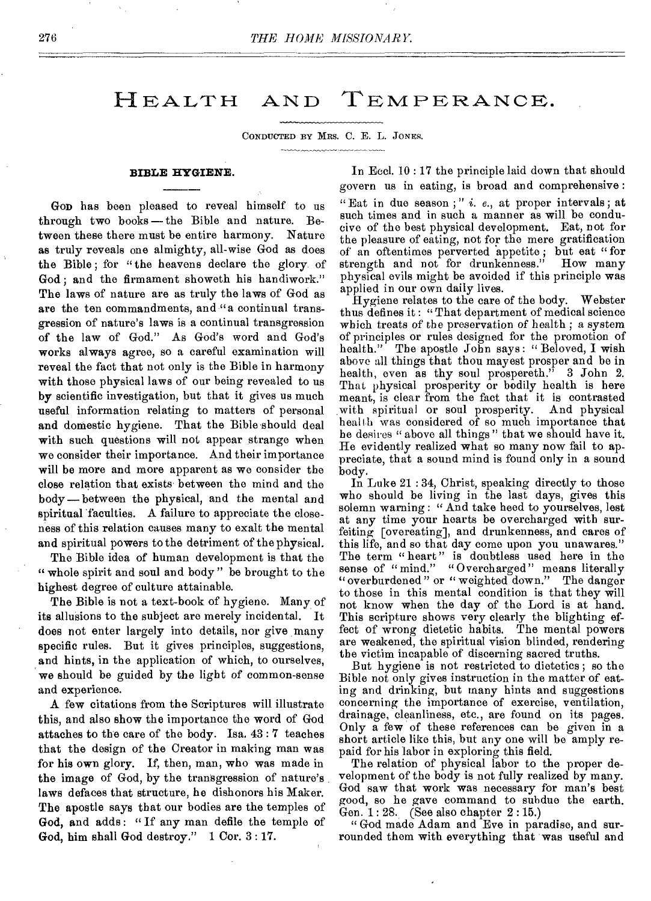# HEALTH AND TEMPERANCE.

CONDUCTED BY MRS. C. E. L. JONES.

### BIBLE HYGIENE.

GOD has been pleased to reveal himself to us through two books — the Bible and nature. Between these there must be entire harmony. Nature as truly reveals one almighty, all-wise God as does the Bible; for "the heavens declare the glory of God; and the firmament showeth his handiwork." The laws of nature are as truly the laws of God as are the ten commandments, and "a continual transgression of nature's laws is a continual transgression of the law of God." As God's word and God's works always agree, so a careful examination will reveal the fact that not only is the Bible in harmony with those physical laws of our being revealed to us by scientific investigation, but that it gives us much useful information relating to matters of personal and domestic hygiene. That the Bible should deal with such questions will not appear strange when we consider their importance. And their importance will be more and more apparent as we consider the close relation that exists between the mind and the body — between the physical, and the mental and spiritual faculties. A failure to appreciate the closeness of this relation causes many to exalt the mental and spiritual powers to the detriment of the physical.

The Bible idea of human development is that the "whole spirit and soul and body" be brought to the highest degree of culture attainable.

The Bible is not a text-book of hygiene. Many of its allusions to the subject are merely incidental. It does not enter largely into details, nor give many specific rules. But it gives principles, suggestions, and hints, in the application of which, to ourselves, we should be guided by the light of common-sense and experience.

A few citations from the Scriptures will illustrate this, and also show the importance the word of God attaches to the care of the body. Isa. 43 : 7 teaches that the design of the Creator in making man was for his own glory. If, then, man, who was made in the image of God, by the transgression of nature's laws defaces that structure, he dishonors his Maker. The apostle says that our bodies are the temples of God, and adds: "If any man defile the temple of God, him shall God destroy." 1 Cor. 3 : 17.

In Eccl. 10 : 17 the principle laid down that should govern us in eating, is broad and comprehensive: "Eat in due season;" *i. e.*, at proper intervals; at such times and in such a manner as will be conducive of the best physical development. Eat, not for the pleasure of eating, not for the mere gratification of an oftentimes perverted appetite; but eat "for strength and not for drunkenness." How many physical evils might be avoided if this principle was applied in our own daily lives.

Hygiene relates to the care of the body. Webster thus defines it: "That department of medical science which treats of the preservation of health; a system of principles or rules designed for the promotion of health." The apostle John says: "Beloved, I wish above all things that thou mayest prosper and be in health, even as thy soul prospereth." 3 John 2. That physical prosperity or bodily health is here meant, is clear from the fact that it is contrasted with spiritual or soul prosperity. And physical health was considered of so much importance that he desires "above all things" that we should have it. He evidently realized what so many now fail to appreciate, that a sound mind is found only in a sound body.

In Luke 21 : 34, Christ, speaking directly to those who should be living in the last days, gives this solemn warning: "And take heed to yourselves, lest at any time your hearts be overcharged with surfeiting [overeating], and drunkenness, and cares of this life, and so that day come upon you unawares." The term "heart" is doubtless used here in the sense of "mind." "Overcharged" means literally "overburdened" or "weighted down." The danger to those in this mental condition is that they will not know when the day of the Lord is at hand. This scripture shows very clearly the blighting effect of wrong dietetic habits. The mental powers are weakened, the spiritual vision blinded, rendering the victim incapable of discerning sacred truths.

But hygiene is not restricted to dietetics; so the Bible not only gives instruction in the matter of eating and drinking, but many hints and suggestions concerning the importance of exercise, ventilation, drainage, cleanliness, etc., are found on its pages. Only a few of these references can be given in a short article like this, but any one will be amply repaid for his labor in exploring this field.

The relation of physical labor to the proper development of the body is not fully realized by many. God saw that work was necessary for man's best good, so he gave command to subdue the earth. Gen. 1 : 28. (See also chapter 2 : 15.)

"God made Adam and Eve in paradise, and surrounded them with everything that was useful and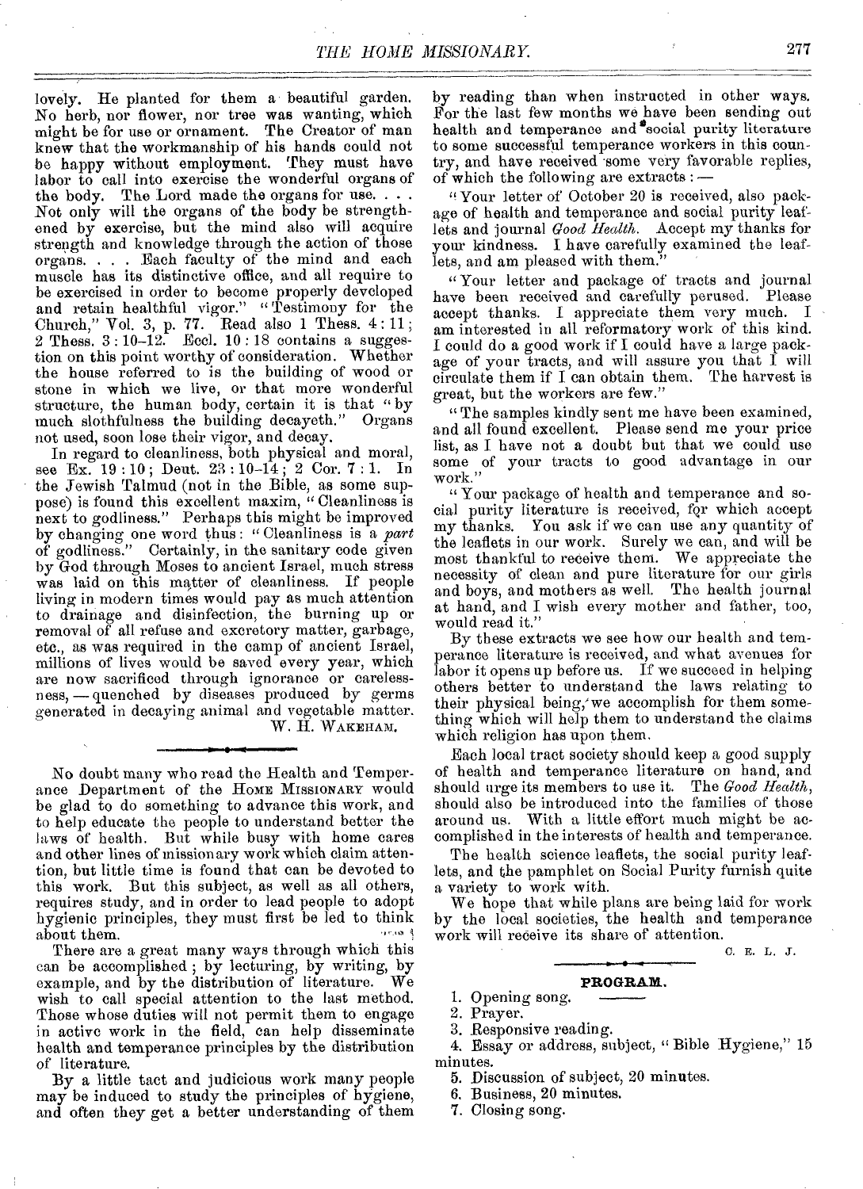lovely. He planted for them a beautiful garden. No herb, nor flower, nor tree was wanting, which might be for use or ornament. The Creator of man knew that the workmanship of his hands could not be happy without employment. They must have labor to call into exercise the wonderful organs of the body. The Lord made the organs for use. . . . Not only will the organs of the body be strengthened by exercise, but the mind also will acquire strength and knowledge through the action of those organs. . . . Each faculty of the mind and each muscle has its distinctive office, and all require to be exercised in order to become properly developed and retain healthful vigor." "Testimony for the Church," Vol. 3, p. 77. Read also 1 Thess. 4 : 11; 2 Thess. 3 : 10–12. Eccl. 10 : 18 contains a suggestion on this point worthy of consideration. Whether the house referred to is the building of wood or stone in which we live, or that more wonderful structure, the human body, certain it is that "by much slothfulness the building decayeth." Organs not used, soon lose their vigor, and decay.

In regard to cleanliness, both physical and moral, see Ex. 19 : 10; Deut. 23 : 10–14; 2 Cor. 7 : 1. In the Jewish Talmud (not in the Bible, as some suppose) is found this excellent maxim, "Cleanliness is next to godliness." Perhaps this might be improved by changing one word thus: "Cleanliness is a *part* of godliness." Certainly, in the sanitary code given by God through Moses to ancient Israel, much stress was laid on this matter of cleanliness. If people living in modern times would pay as much attention to drainage and disinfection, the burning up or removal of all refuse and excretory matter, garbage, etc., as was required in the camp of ancient Israel, millions of lives would be saved every year, which are now sacrificed through ignorance or carelessness, — quenched by diseases produced by germs generated in decaying animal and vegetable matter.

W. H. WAKEHAM.

---

No doubt many who read the Health and Temperance Department of the HOME MISSIONARY would be glad to do something to advance this work, and to help educate the people to understand better the laws of health. But while busy with home cares and other lines of missionary work which claim attention, but little time is found that can be devoted to this work. But this subject, as well as all others, requires study, and in order to lead people to adopt hygienic principles, they must first be led to think about them.

There are a great many ways through which this can be accomplished; by lecturing, by writing, by example, and by the distribution of literature. We wish to call special attention to the last method. Those whose duties will not permit them to engage in active work in the field, can help disseminate health and temperance principles by the distribution of literature.

By a little tact and judicious work many people may be induced to study the principles of hygiene, and often they get a better understanding of them by reading than when instructed in other ways. For the last few months we have been sending out health and temperance and social purity literature to some successful temperance workers in this country, and have received some very favorable replies, of which the following are extracts: —

"Your letter of October 20 is received, also package of health and temperance and social purity leaflets and journal *Good Health*. Accept my thanks for your kindness. I have carefully examined the leaflets, and am pleased with them."

"Your letter and package of tracts and journal have been received and carefully perused. Please accept thanks. I appreciate them very much. I am interested in all reformatory work of this kind. I could do a good work if I could have a large package of your tracts, and will assure you that I will circulate them if I can obtain them. The harvest is great, but the workers are few."

"The samples kindly sent me have been examined, and all found excellent. Please send me your price list, as I have not a doubt but that we could use some of your tracts to good advantage in our work."

"Your package of health and temperance and social purity literature is received, for which accept my thanks. You ask if we can use any quantity of the leaflets in our work. Surely we can, and will be most thankful to receive them. We appreciate the necessity of clean and pure literature for our girls and boys, and mothers as well. The health journal at hand, and I wish every mother and father, too, would read it."

By these extracts we see how our health and temperance literature is received, and what avenues for labor it opens up before us. If we succeed in helping others better to understand the laws relating to their physical being, we accomplish for them something which will help them to understand the claims which religion has upon them.

Each local tract society should keep a good supply of health and temperance literature on hand, and should urge its members to use it. The *Good Health*, should also be introduced into the families of those around us. With a little effort much might be accomplished in the interests of health and temperance.

The health science leaflets, the social purity leaflets, and the pamphlet on Social Purity furnish quite a variety to work with.

We hope that while plans are being laid for work by the local societies, the health and temperance work will receive its share of attention.

C. E. L. J.

---

## PROGRAM.

1. Opening song.
2. Prayer.
3. Responsive reading.
4. Essay or address, subject, "Bible Hygiene," 15 minutes.
5. Discussion of subject, 20 minutes.
6. Business, 20 minutes.
7. Closing song.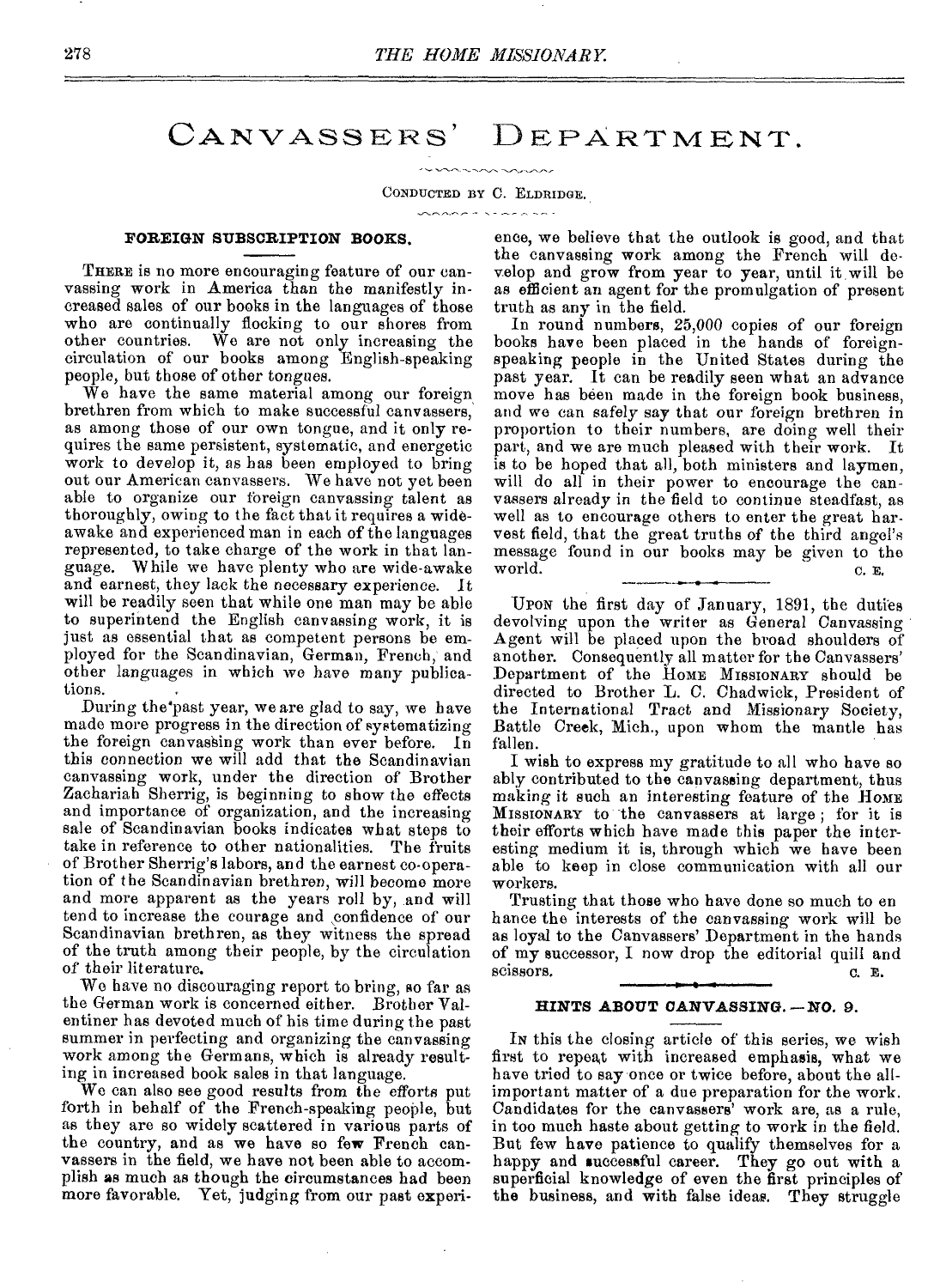# CANVASSERS' DEPARTMENT.

CONDUCTED BY C. ELDRIDGE.

### FOREIGN SUBSCRIPTION BOOKS.

THERE is no more encouraging feature of our canvassing work in America than the manifestly increased sales of our books in the languages of those who are continually flocking to our shores from other countries. We are not only increasing the circulation of our books among English-speaking people, but those of other tongues.

We have the same material among our foreign brethren from which to make successful canvassers, as among those of our own tongue, and it only requires the same persistent, systematic, and energetic work to develop it, as has been employed to bring out our American canvassers. We have not yet been able to organize our foreign canvassing talent as thoroughly, owing to the fact that it requires a wide-awake and experienced man in each of the languages represented, to take charge of the work in that language. While we have plenty who are wide-awake and earnest, they lack the necessary experience. It will be readily seen that while one man may be able to superintend the English canvassing work, it is just as essential that as competent persons be employed for the Scandinavian, German, French, and other languages in which we have many publications.

During the past year, we are glad to say, we have made more progress in the direction of systematizing the foreign canvassing work than ever before. In this connection we will add that the Scandinavian canvassing work, under the direction of Brother Zachariah Sherrig, is beginning to show the effects and importance of organization, and the increasing sale of Scandinavian books indicates what steps to take in reference to other nationalities. The fruits of Brother Sherrig's labors, and the earnest co-operation of the Scandinavian brethren, will become more and more apparent as the years roll by, and will tend to increase the courage and confidence of our Scandinavian brethren, as they witness the spread of the truth among their people, by the circulation of their literature.

We have no discouraging report to bring, so far as the German work is concerned either. Brother Valentiner has devoted much of his time during the past summer in perfecting and organizing the canvassing work among the Germans, which is already resulting in increased book sales in that language.

We can also see good results from the efforts put forth in behalf of the French-speaking people, but as they are so widely scattered in various parts of the country, and as we have so few French canvassers in the field, we have not been able to accomplish as much as though the circumstances had been more favorable. Yet, judging from our past experience, we believe that the outlook is good, and that the canvassing work among the French will develop and grow from year to year, until it will be as efficient an agent for the promulgation of present truth as any in the field.

In round numbers, 25,000 copies of our foreign books have been placed in the hands of foreign-speaking people in the United States during the past year. It can be readily seen what an advance move has been made in the foreign book business, and we can safely say that our foreign brethren in proportion to their numbers, are doing well their part, and we are much pleased with their work. It is to be hoped that all, both ministers and laymen, will do all in their power to encourage the canvassers already in the field to continue steadfast, as well as to encourage others to enter the great harvest field, that the great truths of the third angel's message found in our books may be given to the world.

C. E.

---

UPON the first day of January, 1891, the duties devolving upon the writer as General Canvassing Agent will be placed upon the broad shoulders of another. Consequently all matter for the Canvassers' Department of the HOME MISSIONARY should be directed to Brother L. C. Chadwick, President of the International Tract and Missionary Society, Battle Creek, Mich., upon whom the mantle has fallen.

I wish to express my gratitude to all who have so ably contributed to the canvassing department, thus making it such an interesting feature of the HOME MISSIONARY to the canvassers at large; for it is their efforts which have made this paper the interesting medium it is, through which we have been able to keep in close communication with all our workers.

Trusting that those who have done so much to enhance the interests of the canvassing work will be as loyal to the Canvassers' Department in the hands of my successor, I now drop the editorial quill and scissors.

C. E.

---

### HINTS ABOUT CANVASSING.—NO. 9.

IN this the closing article of this series, we wish first to repeat with increased emphasis, what we have tried to say once or twice before, about the all-important matter of a due preparation for the work. Candidates for the canvassers' work are, as a rule, in too much haste about getting to work in the field. But few have patience to qualify themselves for a happy and successful career. They go out with a superficial knowledge of even the first principles of the business, and with false ideas. They struggle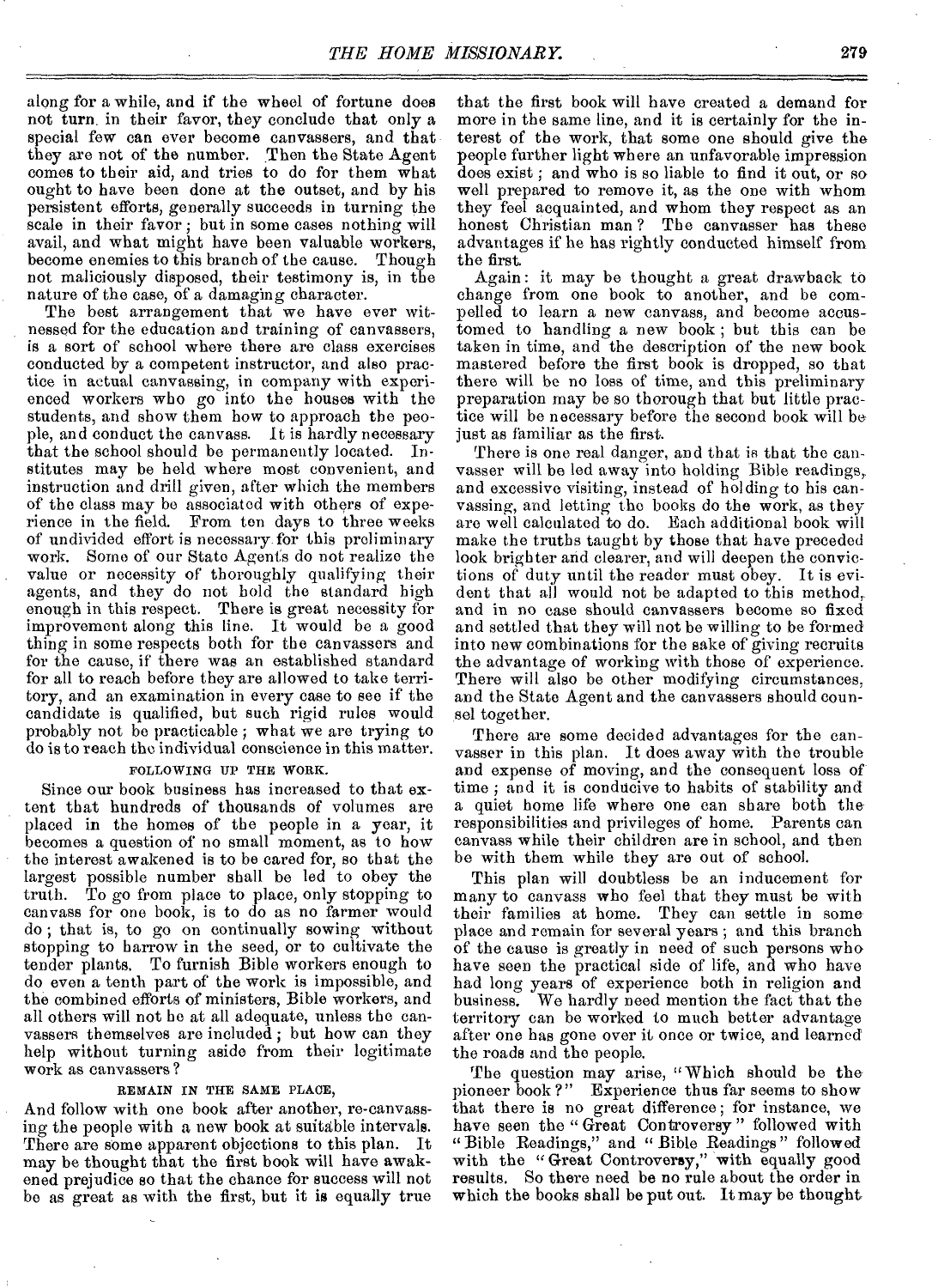along for a while, and if the wheel of fortune does not turn in their favor, they conclude that only a special few can ever become canvassers, and that they are not of the number. Then the State Agent comes to their aid, and tries to do for them what ought to have been done at the outset, and by his persistent efforts, generally succeeds in turning the scale in their favor; but in some cases nothing will avail, and what might have been valuable workers, become enemies to this branch of the cause. Though not maliciously disposed, their testimony is, in the nature of the case, of a damaging character.

The best arrangement that we have ever witnessed for the education and training of canvassers, is a sort of school where there are class exercises conducted by a competent instructor, and also practice in actual canvassing, in company with experienced workers who go into the houses with the students, and show them how to approach the people, and conduct the canvass. It is hardly necessary that the school should be permanently located. Institutes may be held where most convenient, and instruction and drill given, after which the members of the class may be associated with others of experience in the field. From ten days to three weeks of undivided effort is necessary for this preliminary work. Some of our State Agents do not realize the value or necessity of thoroughly qualifying their agents, and they do not hold the standard high enough in this respect. There is great necessity for improvement along this line. It would be a good thing in some respects both for the canvassers and for the cause, if there was an established standard for all to reach before they are allowed to take territory, and an examination in every case to see if the candidate is qualified, but such rigid rules would probably not be practicable; what we are trying to do is to reach the individual conscience in this matter.

### FOLLOWING UP THE WORK.

Since our book business has increased to that extent that hundreds of thousands of volumes are placed in the homes of the people in a year, it becomes a question of no small moment, as to how the interest awakened is to be cared for, so that the largest possible number shall be led to obey the truth. To go from place to place, only stopping to canvass for one book, is to do as no farmer would do; that is, to go on continually sowing without stopping to harrow in the seed, or to cultivate the tender plants. To furnish Bible workers enough to do even a tenth part of the work is impossible, and the combined efforts of ministers, Bible workers, and all others will not be at all adequate, unless the canvassers themselves are included; but how can they help without turning aside from their legitimate work as canvassers?

### REMAIN IN THE SAME PLACE,

And follow with one book after another, re-canvassing the people with a new book at suitable intervals. There are some apparent objections to this plan. It may be thought that the first book will have awakened prejudice so that the chance for success will not be as great as with the first, but it is equally true that the first book will have created a demand for more in the same line, and it is certainly for the interest of the work, that some one should give the people further light where an unfavorable impression does exist; and who is so liable to find it out, or so well prepared to remove it, as the one with whom they feel acquainted, and whom they respect as an honest Christian man? The canvasser has these advantages if he has rightly conducted himself from the first.

Again: it may be thought a great drawback to change from one book to another, and be compelled to learn a new canvass, and become accustomed to handling a new book; but this can be taken in time, and the description of the new book mastered before the first book is dropped, so that there will be no loss of time, and this preliminary preparation may be so thorough that but little practice will be necessary before the second book will be just as familiar as the first.

There is one real danger, and that is that the canvasser will be led away into holding Bible readings, and excessive visiting, instead of holding to his canvassing, and letting the books do the work, as they are well calculated to do. Each additional book will make the truths taught by those that have preceded look brighter and clearer, and will deepen the convictions of duty until the reader must obey. It is evident that all would not be adapted to this method, and in no case should canvassers become so fixed and settled that they will not be willing to be formed into new combinations for the sake of giving recruits the advantage of working with those of experience. There will also be other modifying circumstances, and the State Agent and the canvassers should counsel together.

There are some decided advantages for the canvasser in this plan. It does away with the trouble and expense of moving, and the consequent loss of time; and it is conducive to habits of stability and a quiet home life where one can share both the responsibilities and privileges of home. Parents can canvass while their children are in school, and then be with them while they are out of school.

This plan will doubtless be an inducement for many to canvass who feel that they must be with their families at home. They can settle in some place and remain for several years; and this branch of the cause is greatly in need of such persons who have seen the practical side of life, and who have had long years of experience both in religion and business. We hardly need mention the fact that the territory can be worked to much better advantage after one has gone over it once or twice, and learned the roads and the people.

The question may arise, "Which should be the pioneer book?" Experience thus far seems to show that there is no great difference; for instance, we have seen the "Great Controversy" followed with "Bible Readings," and "Bible Readings" followed with the "Great Controversy," with equally good results. So there need be no rule about the order in which the books shall be put out. It may be thought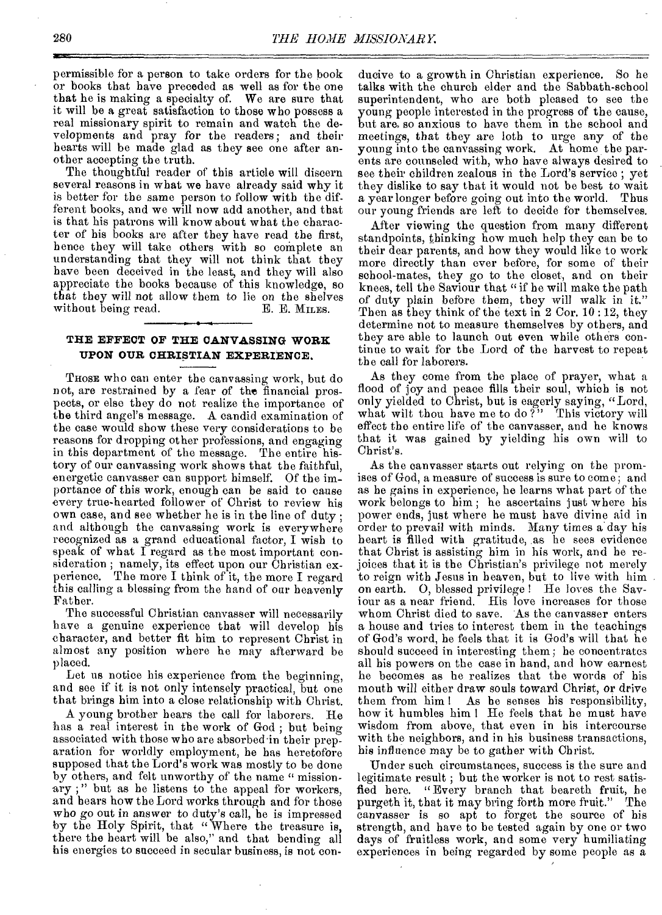permissible for a person to take orders for the book or books that have preceded as well as for the one that he is making a specialty of. We are sure that it will be a great satisfaction to those who possess a real missionary spirit to remain and watch the developments and pray for the readers; and their hearts will be made glad as they see one after another accepting the truth.

The thoughtful reader of this article will discern several reasons in what we have already said why it is better for the same person to follow with the different books, and we will now add another, and that is that his patrons will know about what the character of his books are after they have read the first, hence they will take others with so complete an understanding that they will not think that they have been deceived in the least, and they will also appreciate the books because of this knowledge, so that they will not allow them to lie on the shelves without being read.

E. E. MILES.

---

## THE EFFECT OF THE CANVASSING WORK UPON OUR CHRISTIAN EXPERIENCE.

THOSE who can enter the canvassing work, but do not, are restrained by a fear of the financial prospects, or else they do not realize the importance of the third angel's message. A candid examination of the case would show these very considerations to be reasons for dropping other professions, and engaging in this department of the message. The entire history of our canvassing work shows that the faithful, energetic canvasser can support himself. Of the importance of this work, enough can be said to cause every true-hearted follower of Christ to review his own case, and see whether he is in the line of duty; and although the canvassing work is everywhere recognized as a grand educational factor, I wish to speak of what I regard as the most important consideration; namely, its effect upon our Christian experience. The more I think of it, the more I regard this calling a blessing from the hand of our heavenly Father.

The successful Christian canvasser will necessarily have a genuine experience that will develop his character, and better fit him to represent Christ in almost any position where he may afterward be placed.

Let us notice his experience from the beginning, and see if it is not only intensely practical, but one that brings him into a close relationship with Christ.

A young brother hears the call for laborers. He has a real interest in the work of God; but being associated with those who are absorbed in their preparation for worldly employment, he has heretofore supposed that the Lord's work was mostly to be done by others, and felt unworthy of the name "missionary;" but as he listens to the appeal for workers, and hears how the Lord works through and for those who go out in answer to duty's call, he is impressed by the Holy Spirit, that "Where the treasure is, there the heart will be also," and that bending all his energies to succeed in secular business, is not conducive to a growth in Christian experience. So he talks with the church elder and the Sabbath-school superintendent, who are both pleased to see the young people interested in the progress of the cause, but are so anxious to have them in the school and meetings, that they are loth to urge any of the young into the canvassing work. At home the parents are counseled with, who have always desired to see their children zealous in the Lord's service; yet they dislike to say that it would not be best to wait a year longer before going out into the world. Thus our young friends are left to decide for themselves.

After viewing the question from many different standpoints, thinking how much help they can be to their dear parents, and how they would like to work more directly than ever before, for some of their school-mates, they go to the closet, and on their knees, tell the Saviour that "if he will make the path of duty plain before them, they will walk in it." Then as they think of the text in 2 Cor. 10:12, they determine not to measure themselves by others, and they are able to launch out even while others continue to wait for the Lord of the harvest to repeat the call for laborers.

As they come from the place of prayer, what a flood of joy and peace fills their soul, which is not only yielded to Christ, but is eagerly saying, "Lord, what wilt thou have me to do?" This victory will effect the entire life of the canvasser, and he knows that it was gained by yielding his own will to Christ's.

As the canvasser starts out relying on the promises of God, a measure of success is sure to come; and as he gains in experience, he learns what part of the work belongs to him; he ascertains just where his power ends, just where he must have divine aid in order to prevail with minds. Many times a day his heart is filled with gratitude, as he sees evidence that Christ is assisting him in his work, and he rejoices that it is the Christian's privilege not merely to reign with Jesus in heaven, but to live with him on earth. O, blessed privilege! He loves the Saviour as a near friend. His love increases for those whom Christ died to save. As the canvasser enters a house and tries to interest them in the teachings of God's word, he feels that it is God's will that he should succeed in interesting them; he concentrates all his powers on the case in hand, and how earnest he becomes as he realizes that the words of his mouth will either draw souls toward Christ, or drive them from him! As he senses his responsibility, how it humbles him! He feels that he must have wisdom from above, that even in his intercourse with the neighbors, and in his business transactions, his influence may be to gather with Christ.

Under such circumstances, success is the sure and legitimate result; but the worker is not to rest satisfied here. "Every branch that beareth fruit, he purgeth it, that it may bring forth more fruit." The canvasser is so apt to forget the source of his strength, and have to be tested again by one or two days of fruitless work, and some very humiliating experiences in being regarded by some people as a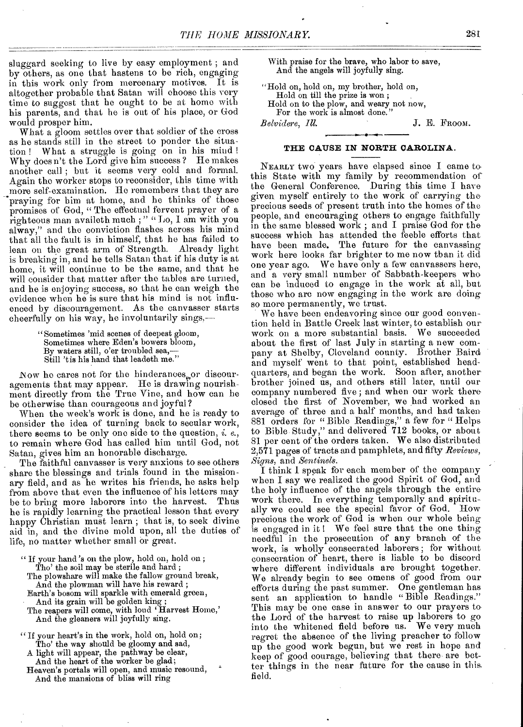sluggard seeking to live by easy employment; and by others, as one that hastens to be rich, engaging in this work only from mercenary motives. It is altogether probable that Satan will choose this very time to suggest that he ought to be at home with his parents, and that he is out of his place, or God would prosper him.

What a gloom settles over that soldier of the cross as he stands still in the street to ponder the situation! What a struggle is going on in his mind! Why does n't the Lord give him success? He makes another call; but it seems very cold and formal. Again the worker stops to reconsider, this time with more self-examination. He remembers that they are praying for him at home, and he thinks of those promises of God, "The effectual fervent prayer of a righteous man availeth much;" "Lo, I am with you alway," and the conviction flashes across his mind that all the fault is in himself, that he has failed to lean on the great arm of Strength. Already light is breaking in, and he tells Satan that if his duty is at home, it will continue to be the same, and that he will consider that matter after the tables are turned, and he is enjoying success, so that he can weigh the evidence when he is sure that his mind is not influenced by discouragement. As the canvasser starts cheerfully on his way, he involuntarily sings,—

> "Sometimes 'mid scenes of deepest gloom,
> Sometimes where Eden's bowers bloom,
> By waters still, o'er troubled sea,—
> Still 'tis his hand that leadeth me."

Now he cares not for the hinderances or discouragements that may appear. He is drawing nourishment directly from the True Vine, and how can he be otherwise than courageous and joyful?

When the week's work is done, and he is ready to consider the idea of turning back to secular work, there seems to be only one side to the question, *i. e.*, to remain where God has called him until God, not Satan, gives him an honorable discharge.

The faithful canvasser is very anxious to see others share the blessings and trials found in the missionary field, and as he writes his friends, he asks help from above that even the influence of his letters may be to bring more laborers into the harvest. Thus he is rapidly learning the practical lesson that every happy Christian must learn; that is, to seek divine aid in, and the divine mold upon, all the duties of life, no matter whether small or great.

> "If your hand 's on the plow, hold on, hold on;
> Tho' the soil may be sterile and hard;
> The plowshare will make the fallow ground break,
> And the plowman will have his reward;
> Earth's bosom will sparkle with emerald green,
> And its grain will be golden king;
> The reapers will come, with loud 'Harvest Home,'
> And the gleaners will joyfully sing.
>
> "If your heart's in the work, hold on, hold on;
> Tho' the way should be gloomy and sad,
> A light will appear, the pathway be clear,
> And the heart of the worker be glad;
> Heaven's portals will open, and music resound,
> And the mansions of bliss will ring
> With praise for the brave, who labor to save,
> And the angels will joyfully sing.
>
> "Hold on, hold on, my brother, hold on,
> Hold on till the prize is won;
> Hold on to the plow, and weary not now,
> For the work is almost done."

*Belvidere, Ill.* J. E. FROOM.

## THE CAUSE IN NORTH CAROLINA.

NEARLY two years have elapsed since I came to this State with my family by recommendation of the General Conference. During this time I have given myself entirely to the work of carrying the precious seeds of present truth into the homes of the people, and encouraging others to engage faithfully in the same blessed work; and I praise God for the success which has attended the feeble efforts that have been made. The future for the canvassing work here looks far brighter to me now than it did one year ago. We have only a few canvassers here, and a very small number of Sabbath-keepers who can be induced to engage in the work at all, but those who are now engaging in the work are doing so more permanently, we trust.

We have been endeavoring since our good convention held in Battle Creek last winter, to establish our work on a more substantial basis. We succeeded about the first of last July in starting a new company at Shelby, Cleveland county. Brother Baird and myself went to that point, established headquarters, and began the work. Soon after, another brother joined us, and others still later, until our company numbered five; and when our work there closed the first of November, we had worked an average of three and a half months, and had taken 881 orders for "Bible Readings," a few for "Helps to Bible Study," and delivered 712 books, or about 81 per cent of the orders taken. We also distributed 2,571 pages of tracts and pamphlets, and fifty *Reviews*, *Signs*, and *Sentinels*.

I think I speak for each member of the company when I say we realized the good Spirit of God, and the holy influence of the angels through the entire work there. In everything temporally and spiritually we could see the special favor of God. How precious the work of God is when our whole being is engaged in it! We feel sure that the one thing needful in the prosecution of any branch of the work, is wholly consecrated laborers; for without consecration of heart, there is liable to be discord where different individuals are brought together. We already begin to see omens of good from our efforts during the past summer. One gentleman has sent an application to handle "Bible Readings." This may be one case in answer to our prayers to the Lord of the harvest to raise up laborers to go into the whitened field before us. We very much regret the absence of the living preacher to follow up the good work begun, but we rest in hope and keep of good courage, believing that there are better things in the near future for the cause in this field.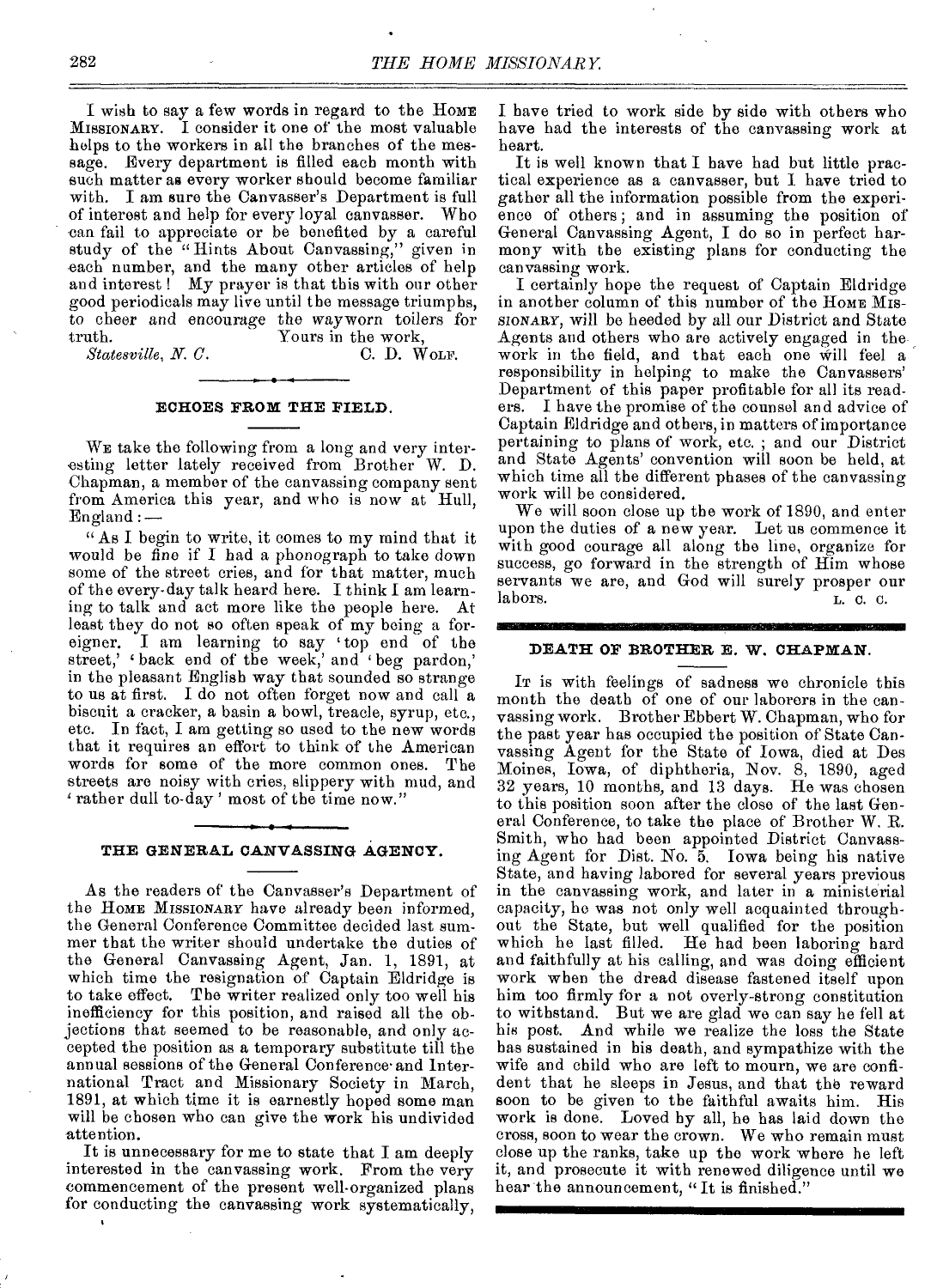I wish to say a few words in regard to the HOME MISSIONARY. I consider it one of the most valuable helps to the workers in all the branches of the message. Every department is filled each month with such matter as every worker should become familiar with. I am sure the Canvasser's Department is full of interest and help for every loyal canvasser. Who can fail to appreciate or be benefited by a careful study of the "Hints About Canvassing," given in each number, and the many other articles of help and interest! My prayer is that this with our other good periodicals may live until the message triumphs, to cheer and encourage the wayworn toilers for truth.

Yours in the work,

*Statesville, N. C.* C. D. WOLF.

## ECHOES FROM THE FIELD.

WE take the following from a long and very interesting letter lately received from Brother W. D. Chapman, a member of the canvassing company sent from America this year, and who is now at Hull, England: —

"As I begin to write, it comes to my mind that it would be fine if I had a phonograph to take down some of the street cries, and for that matter, much of the every-day talk heard here. I think I am learning to talk and act more like the people here. At least they do not so often speak of my being a foreigner. I am learning to say 'top end of the street,' 'back end of the week,' and 'beg pardon,' in the pleasant English way that sounded so strange to us at first. I do not often forget now and call a biscuit a cracker, a basin a bowl, treacle, syrup, etc., etc. In fact, I am getting so used to the new words that it requires an effort to think of the American words for some of the more common ones. The streets are noisy with cries, slippery with mud, and 'rather dull to-day' most of the time now."

## THE GENERAL CANVASSING AGENCY.

As the readers of the Canvasser's Department of the HOME MISSIONARY have already been informed, the General Conference Committee decided last summer that the writer should undertake the duties of the General Canvassing Agent, Jan. 1, 1891, at which time the resignation of Captain Eldridge is to take effect. The writer realized only too well his inefficiency for this position, and raised all the objections that seemed to be reasonable, and only accepted the position as a temporary substitute till the annual sessions of the General Conference and International Tract and Missionary Society in March, 1891, at which time it is earnestly hoped some man will be chosen who can give the work his undivided attention.

It is unnecessary for me to state that I am deeply interested in the canvassing work. From the very commencement of the present well-organized plans for conducting the canvassing work systematically, I have tried to work side by side with others who have had the interests of the canvassing work at heart.

It is well known that I have had but little practical experience as a canvasser, but I have tried to gather all the information possible from the experience of others; and in assuming the position of General Canvassing Agent, I do so in perfect harmony with the existing plans for conducting the canvassing work.

I certainly hope the request of Captain Eldridge in another column of this number of the HOME MISSIONARY, will be heeded by all our District and State Agents and others who are actively engaged in the work in the field, and that each one will feel a responsibility in helping to make the Canvassers' Department of this paper profitable for all its readers. I have the promise of the counsel and advice of Captain Eldridge and others, in matters of importance pertaining to plans of work, etc.; and our District and State Agents' convention will soon be held, at which time all the different phases of the canvassing work will be considered.

We will soon close up the work of 1890, and enter upon the duties of a new year. Let us commence it with good courage all along the line, organize for success, go forward in the strength of Him whose servants we are, and God will surely prosper our labors.

L. C. C.

## DEATH OF BROTHER E. W. CHAPMAN.

IT is with feelings of sadness we chronicle this month the death of one of our laborers in the canvassing work. Brother Ebbert W. Chapman, who for the past year has occupied the position of State Canvassing Agent for the State of Iowa, died at Des Moines, Iowa, of diphtheria, Nov. 8, 1890, aged 32 years, 10 months, and 13 days. He was chosen to this position soon after the close of the last General Conference, to take the place of Brother W. R. Smith, who had been appointed District Canvassing Agent for Dist. No. 5. Iowa being his native State, and having labored for several years previous in the canvassing work, and later in a ministerial capacity, he was not only well acquainted throughout the State, but well qualified for the position which he last filled. He had been laboring hard and faithfully at his calling, and was doing efficient work when the dread disease fastened itself upon him too firmly for a not overly-strong constitution to withstand. But we are glad we can say he fell at his post. And while we realize the loss the State has sustained in his death, and sympathize with the wife and child who are left to mourn, we are confident that he sleeps in Jesus, and that the reward soon to be given to the faithful awaits him. His work is done. Loved by all, he has laid down the cross, soon to wear the crown. We who remain must close up the ranks, take up the work where he left it, and prosecute it with renewed diligence until we hear the announcement, "It is finished."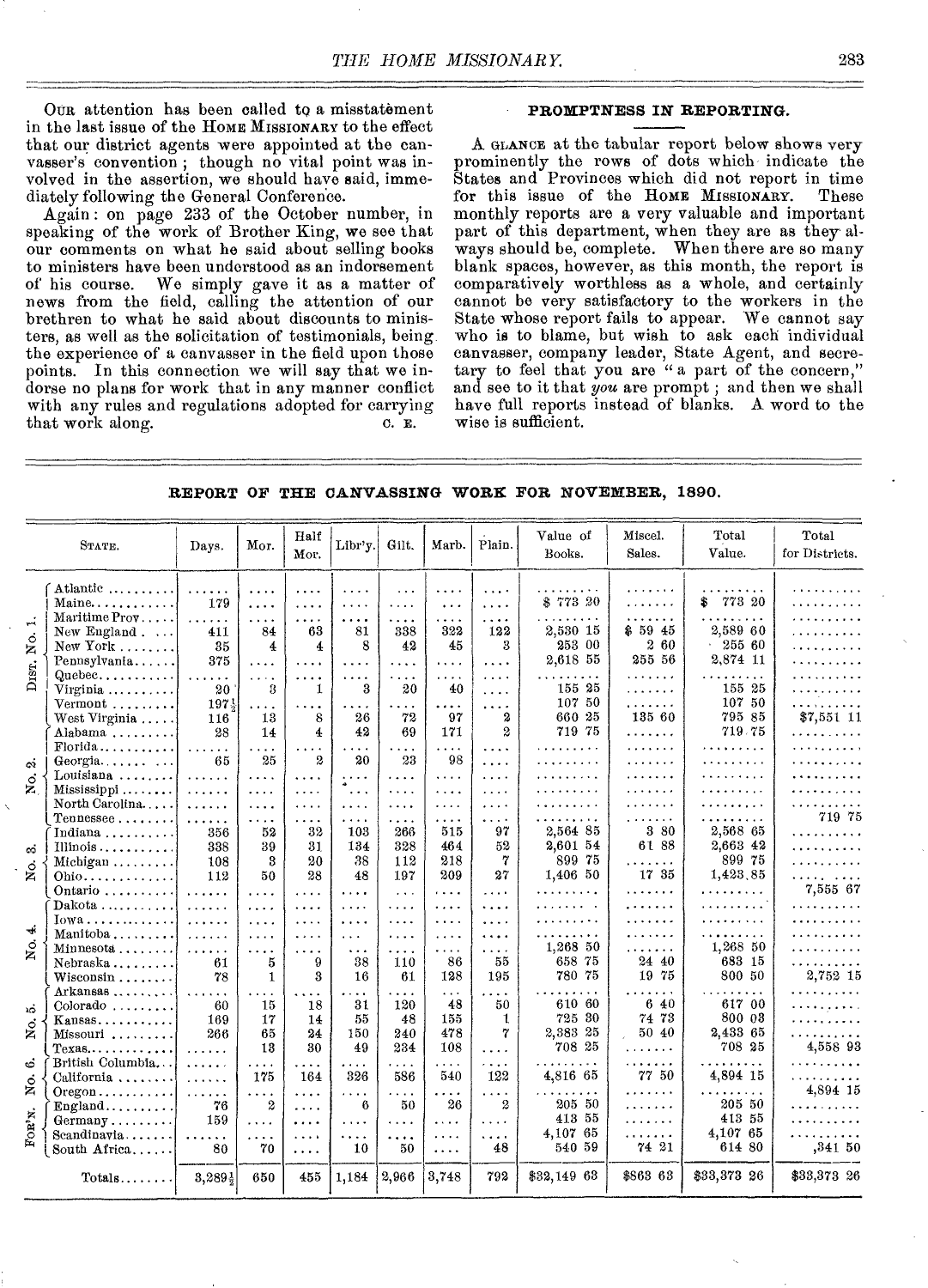OUR attention has been called to a misstatement in the last issue of the HOME MISSIONARY to the effect that our district agents were appointed at the canvasser's convention; though no vital point was involved in the assertion, we should have said, immediately following the General Conference.

Again: on page 233 of the October number, in speaking of the work of Brother King, we see that our comments on what he said about selling books to ministers have been understood as an indorsement of his course. We simply gave it as a matter of news from the field, calling the attention of our brethren to what he said about discounts to ministers, as well as the solicitation of testimonials, being the experience of a canvasser in the field upon those points. In this connection we will say that we indorse no plans for work that in any manner conflict with any rules and regulations adopted for carrying that work along.

C. E.

## PROMPTNESS IN REPORTING.

A GLANCE at the tabular report below shows very prominently the rows of dots which indicate the States and Provinces which did not report in time for this issue of the HOME MISSIONARY. These monthly reports are a very valuable and important part of this department, when they are as they always should be, complete. When there are so many blank spaces, however, as this month, the report is comparatively worthless as a whole, and certainly cannot be very satisfactory to the workers in the State whose report fails to appear. We cannot say who is to blame, but wish to ask each individual canvasser, company leader, State Agent, and secretary to feel that you are "a part of the concern," and see to it that *you* are prompt; and then we shall have full reports instead of blanks. A word to the wise is sufficient.

## REPORT OF THE CANVASSING WORK FOR NOVEMBER, 1890.

| | State. | Days. | Mor. | Half Mor. | Libr'y. | Gilt. | Marb. | Plain. | Value of Books. | Miscel. Sales. | Total Value. | Total for Districts. |
|---|---|---|---|---|---|---|---|---|---|---|---|---|
| DIST. No. 1. | Atlantic | | | | | | | | | | | |
| | Maine | 179 | | | | | | | $773 20 | | $773 20 | |
| | Maritime Prov | | | | | | | | | | | |
| | New England | 411 | 84 | 63 | 81 | 338 | 322 | 122 | 2,530 15 | $59 45 | 2,589 60 | |
| | New York | 35 | 4 | 4 | 8 | 42 | 45 | 3 | 253 00 | 2 60 | 255 60 | |
| | Pennsylvania | 375 | | | | | | | 2,618 55 | 255 56 | 2,874 11 | |
| | Quebec | | | | | | | | | | | |
| | Virginia | 20 | 3 | 1 | 3 | 20 | 40 | | 155 25 | | 155 25 | |
| | Vermont | 197½ | | | | | | | 107 50 | | 107 50 | |
| | West Virginia | 116 | 13 | 8 | 26 | 72 | 97 | 2 | 660 25 | 135 60 | 795 85 | $7,551 11 |
| No. 2. | Alabama | 28 | 14 | 4 | 42 | 69 | 171 | 2 | 719 75 | | 719 75 | |
| | Florida | | | | | | | | | | | |
| | Georgia | 65 | 25 | 2 | 20 | 23 | 98 | | | | | |
| | Louisiana | | | | | | | | | | | |
| | Mississippi | | | | | | | | | | | |
| | North Carolina | | | | | | | | | | | |
| | Tennessee | | | | | | | | | | | 719 75 |
| No. 3. | Indiana | 356 | 52 | 32 | 103 | 266 | 515 | 97 | 2,564 85 | 3 80 | 2,568 65 | |
| | Illinois | 338 | 39 | 31 | 134 | 328 | 464 | 52 | 2,601 54 | 61 88 | 2,663 42 | |
| | Michigan | 108 | 3 | 20 | 38 | 112 | 218 | 7 | 899 75 | | 899 75 | |
| | Ohio | 112 | 50 | 28 | 48 | 197 | 209 | 27 | 1,406 50 | 17 35 | 1,423 85 | |
| | Ontario | | | | | | | | | | | 7,555 67 |
| No. 4. | Dakota | | | | | | | | | | | |
| | Iowa | | | | | | | | | | | |
| | Manitoba | | | | | | | | | | | |
| | Minnesota | | | | | | | | 1,268 50 | | 1,268 50 | |
| | Nebraska | 61 | 5 | 9 | 38 | 110 | 86 | 55 | 658 75 | 24 40 | 683 15 | |
| | Wisconsin | 78 | 1 | 3 | 16 | 61 | 128 | 195 | 780 75 | 19 75 | 800 50 | 2,752 15 |
| No. 5. | Arkansas | | | | | | | | | | | |
| | Colorado | 60 | 15 | 18 | 31 | 120 | 48 | 50 | 610 60 | 6 40 | 617 00 | |
| | Kansas | 169 | 17 | 14 | 55 | 48 | 155 | 1 | 725 30 | 74 73 | 800 03 | |
| | Missouri | 266 | 65 | 24 | 150 | 240 | 478 | 7 | 2,383 25 | 50 40 | 2,433 65 | |
| | Texas | | 13 | 30 | 49 | 234 | 108 | | 708 25 | | 708 25 | 4,558 93 |
| No. 6. | British Columbia | | | | | | | | | | | |
| | California | | 175 | 164 | 326 | 586 | 540 | 122 | 4,816 65 | 77 50 | 4,894 15 | |
| | Oregon | | | | | | | | | | | 4,894 15 |
| FOR'N. | England | 76 | 2 | | 6 | 50 | 26 | 2 | 205 50 | | 205 50 | |
| | Germany | 159 | | | | | | | 413 55 | | 413 55 | |
| | Scandinavia | | | | | | | | 4,107 65 | | 4,107 65 | |
| | South Africa | 80 | 70 | | 10 | 50 | | 48 | 540 59 | 74 21 | 614 80 | ,341 50 |
| | Totals | 3,289½ | 650 | 455 | 1,184 | 2,966 | 3,748 | 792 | $32,149 63 | $863 63 | $33,373 26 | $33,373 26 |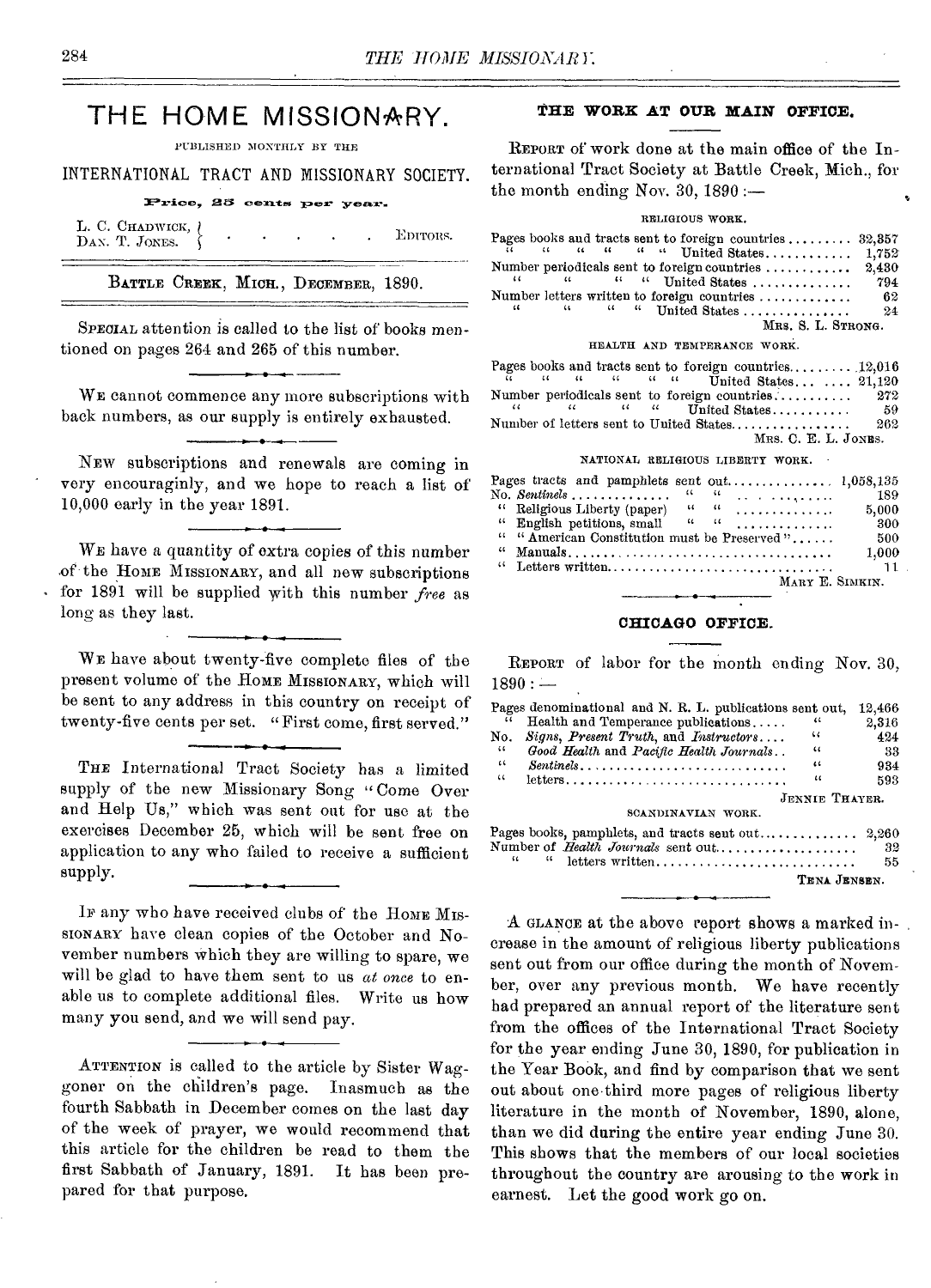# THE HOME MISSIONARY.

PUBLISHED MONTHLY BY THE

INTERNATIONAL TRACT AND MISSIONARY SOCIETY.

**Price, 25 cents per year.**

L. C. CHADWICK, DAN. T. JONES. . . . . . . EDITORS.

BATTLE CREEK, MICH., DECEMBER, 1890.

SPECIAL attention is called to the list of books mentioned on pages 264 and 265 of this number.

WE cannot commence any more subscriptions with back numbers, as our supply is entirely exhausted.

NEW subscriptions and renewals are coming in very encouragingly, and we hope to reach a list of 10,000 early in the year 1891.

WE have a quantity of extra copies of this number of the HOME MISSIONARY, and all new subscriptions for 1891 will be supplied with this number *free* as long as they last.

WE have about twenty-five complete files of the present volume of the HOME MISSIONARY, which will be sent to any address in this country on receipt of twenty-five cents per set. "First come, first served."

THE International Tract Society has a limited supply of the new Missionary Song "Come Over and Help Us," which was sent out for use at the exercises December 25, which will be sent free on application to any who failed to receive a sufficient supply.

IF any who have received clubs of the HOME MISSIONARY have clean copies of the October and November numbers which they are willing to spare, we will be glad to have them sent to us *at once* to enable us to complete additional files. Write us how many you send, and we will send pay.

ATTENTION is called to the article by Sister Waggoner on the children's page. Inasmuch as the fourth Sabbath in December comes on the last day of the week of prayer, we would recommend that this article for the children be read to them the first Sabbath of January, 1891. It has been prepared for that purpose.

## THE WORK AT OUR MAIN OFFICE.

REPORT of work done at the main office of the International Tract Society at Battle Creek, Mich., for the month ending Nov. 30, 1890 :—

RELIGIOUS WORK.

| | |
|---|---|
| Pages books and tracts sent to foreign countries | 32,357 |
| " " " " " " United States | 1,752 |
| Number periodicals sent to foreign countries | 2,430 |
| " " " " United States | 794 |
| Number letters written to foreign countries | 62 |
| " " " " United States | 24 |

MRS. S. L. STRONG.

HEALTH AND TEMPERANCE WORK.

| | |
|---|---|
| Pages books and tracts sent to foreign countries | 12,016 |
| " " " " " " United States | 21,120 |
| Number periodicals sent to foreign countries | 272 |
| " " " " United States | 59 |
| Number of letters sent to United States | 262 |

MRS. C. E. L. JONES.

NATIONAL RELIGIOUS LIBERTY WORK.

| | |
|---|---|
| Pages tracts and pamphlets sent out | 1,058,135 |
| No. *Sentinels* " " | 189 |
| " Religious Liberty (paper) " " | 5,000 |
| " English petitions, small " " | 300 |
| " "American Constitution must be Preserved" | 500 |
| " Manuals | 1,000 |
| " Letters written | 11 |

MARY E. SIMKIN.

## CHICAGO OFFICE.

REPORT of labor for the month ending Nov. 30, 1890 :—

| | |
|---|---|
| Pages denominational and N. R. L. publications sent out, | 12,466 |
| " Health and Temperance publications " | 2,316 |
| No. *Signs, Present Truth,* and *Instructors* " | 424 |
| " *Good Health* and *Pacific Health Journals* " | 33 |
| " *Sentinels* " | 934 |
| " letters " | 593 |

JENNIE THAYER.

SCANDINAVIAN WORK.

| | |
|---|---|
| Pages books, pamphlets, and tracts sent out | 2,260 |
| Number of *Health Journals* sent out | 32 |
| " " letters written | 55 |

TENA JENSEN.

A GLANCE at the above report shows a marked increase in the amount of religious liberty publications sent out from our office during the month of November, over any previous month. We have recently had prepared an annual report of the literature sent from the offices of the International Tract Society for the year ending June 30, 1890, for publication in the Year Book, and find by comparison that we sent out about one-third more pages of religious liberty literature in the month of November, 1890, alone, than we did during the entire year ending June 30. This shows that the members of our local societies throughout the country are arousing to the work in earnest. Let the good work go on.